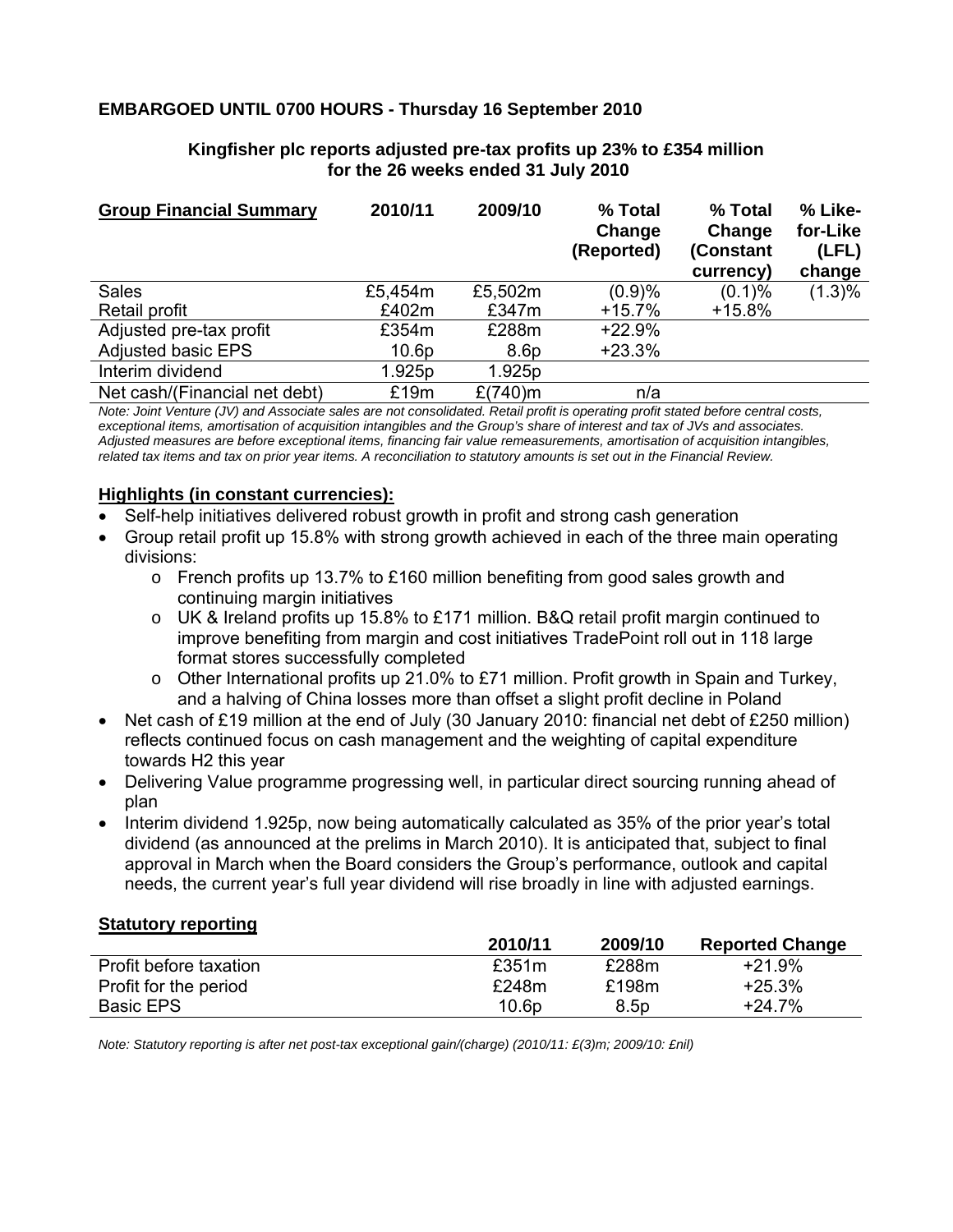**EMBARGOED UNTIL 0700 HOURS - Thursday 16 September 2010**

## Kingfisher plc reports adjusted pre-tax profits up 23% to £354 million for the 26 weeks ended 31 July 2010

| **Group Financial Summary** | **2010/11** | **2009/10** | **% Total Change (Reported)** | **% Total Change (Constant currency)** | **% Like-for-Like (LFL) change** |
|---|---|---|---|---|---|
| Sales | £5,454m | £5,502m | (0.9)% | (0.1)% | (1.3)% |
| Retail profit | £402m | £347m | +15.7% | +15.8% | |
| Adjusted pre-tax profit | £354m | £288m | +22.9% | | |
| Adjusted basic EPS | 10.6p | 8.6p | +23.3% | | |
| Interim dividend | 1.925p | 1.925p | | | |
| Net cash/(Financial net debt) | £19m | £(740)m | n/a | | |

*Note: Joint Venture (JV) and Associate sales are not consolidated. Retail profit is operating profit stated before central costs, exceptional items, amortisation of acquisition intangibles and the Group's share of interest and tax of JVs and associates. Adjusted measures are before exceptional items, financing fair value remeasurements, amortisation of acquisition intangibles, related tax items and tax on prior year items. A reconciliation to statutory amounts is set out in the Financial Review.*

**Highlights (in constant currencies):**

- Self-help initiatives delivered robust growth in profit and strong cash generation
- Group retail profit up 15.8% with strong growth achieved in each of the three main operating divisions:
  - French profits up 13.7% to £160 million benefiting from good sales growth and continuing margin initiatives
  - UK & Ireland profits up 15.8% to £171 million. B&Q retail profit margin continued to improve benefiting from margin and cost initiatives TradePoint roll out in 118 large format stores successfully completed
  - Other International profits up 21.0% to £71 million. Profit growth in Spain and Turkey, and a halving of China losses more than offset a slight profit decline in Poland
- Net cash of £19 million at the end of July (30 January 2010: financial net debt of £250 million) reflects continued focus on cash management and the weighting of capital expenditure towards H2 this year
- Delivering Value programme progressing well, in particular direct sourcing running ahead of plan
- Interim dividend 1.925p, now being automatically calculated as 35% of the prior year's total dividend (as announced at the prelims in March 2010). It is anticipated that, subject to final approval in March when the Board considers the Group's performance, outlook and capital needs, the current year's full year dividend will rise broadly in line with adjusted earnings.

**Statutory reporting**

| | **2010/11** | **2009/10** | **Reported Change** |
|---|---|---|---|
| Profit before taxation | £351m | £288m | +21.9% |
| Profit for the period | £248m | £198m | +25.3% |
| Basic EPS | 10.6p | 8.5p | +24.7% |

*Note: Statutory reporting is after net post-tax exceptional gain/(charge) (2010/11: £(3)m; 2009/10: £nil)*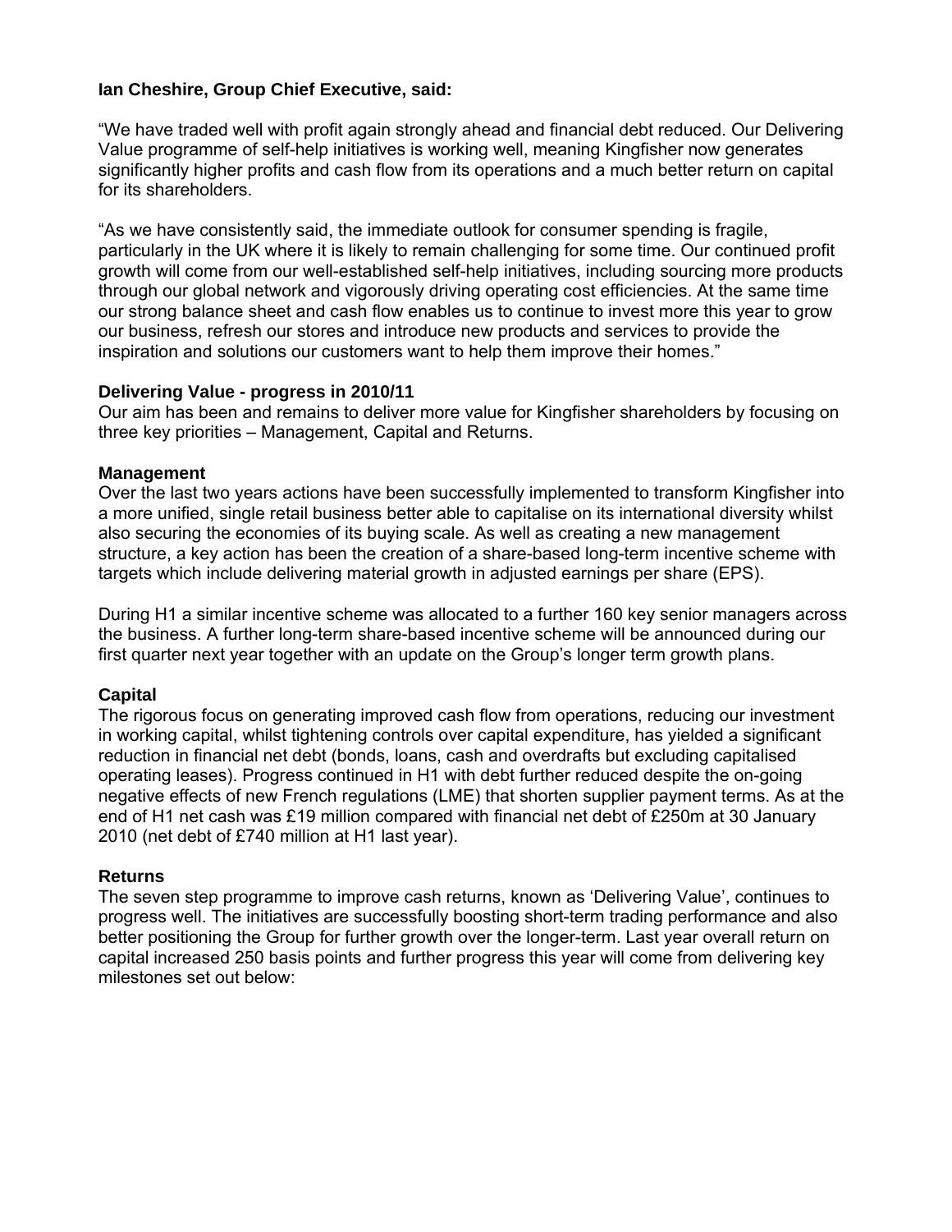**Ian Cheshire, Group Chief Executive, said:**

"We have traded well with profit again strongly ahead and financial debt reduced. Our Delivering Value programme of self-help initiatives is working well, meaning Kingfisher now generates significantly higher profits and cash flow from its operations and a much better return on capital for its shareholders.

"As we have consistently said, the immediate outlook for consumer spending is fragile, particularly in the UK where it is likely to remain challenging for some time. Our continued profit growth will come from our well-established self-help initiatives, including sourcing more products through our global network and vigorously driving operating cost efficiencies. At the same time our strong balance sheet and cash flow enables us to continue to invest more this year to grow our business, refresh our stores and introduce new products and services to provide the inspiration and solutions our customers want to help them improve their homes."

**Delivering Value - progress in 2010/11**

Our aim has been and remains to deliver more value for Kingfisher shareholders by focusing on three key priorities – Management, Capital and Returns.

**Management**

Over the last two years actions have been successfully implemented to transform Kingfisher into a more unified, single retail business better able to capitalise on its international diversity whilst also securing the economies of its buying scale. As well as creating a new management structure, a key action has been the creation of a share-based long-term incentive scheme with targets which include delivering material growth in adjusted earnings per share (EPS).

During H1 a similar incentive scheme was allocated to a further 160 key senior managers across the business. A further long-term share-based incentive scheme will be announced during our first quarter next year together with an update on the Group's longer term growth plans.

**Capital**

The rigorous focus on generating improved cash flow from operations, reducing our investment in working capital, whilst tightening controls over capital expenditure, has yielded a significant reduction in financial net debt (bonds, loans, cash and overdrafts but excluding capitalised operating leases). Progress continued in H1 with debt further reduced despite the on-going negative effects of new French regulations (LME) that shorten supplier payment terms. As at the end of H1 net cash was £19 million compared with financial net debt of £250m at 30 January 2010 (net debt of £740 million at H1 last year).

**Returns**

The seven step programme to improve cash returns, known as 'Delivering Value', continues to progress well. The initiatives are successfully boosting short-term trading performance and also better positioning the Group for further growth over the longer-term. Last year overall return on capital increased 250 basis points and further progress this year will come from delivering key milestones set out below: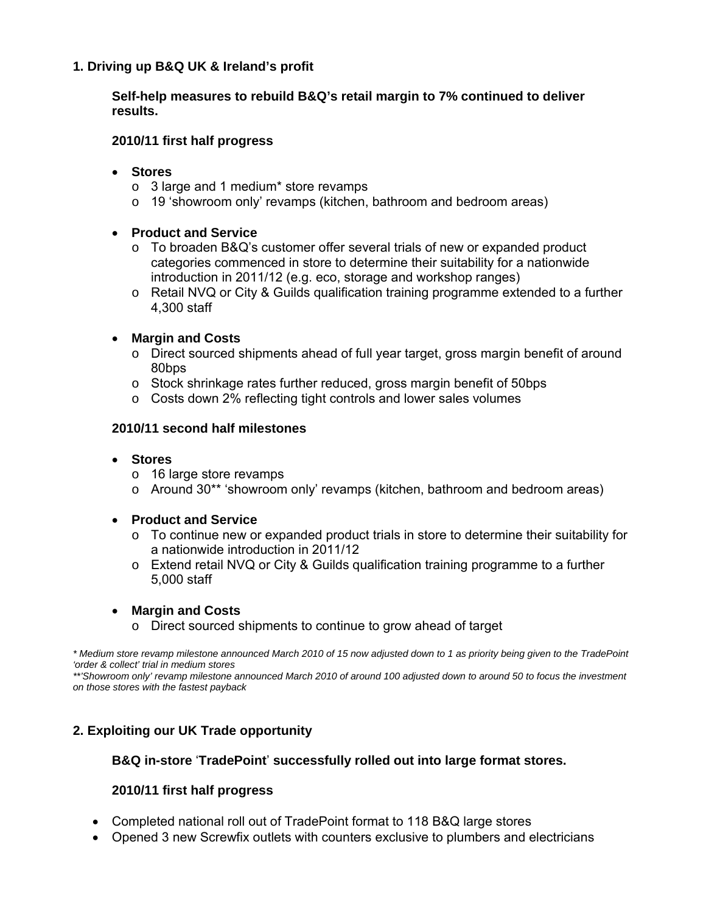## 1. Driving up B&Q UK & Ireland's profit

**Self-help measures to rebuild B&Q's retail margin to 7% continued to deliver results.**

### 2010/11 first half progress

- **Stores**
  - 3 large and 1 medium* store revamps
  - 19 'showroom only' revamps (kitchen, bathroom and bedroom areas)

- **Product and Service**
  - To broaden B&Q's customer offer several trials of new or expanded product categories commenced in store to determine their suitability for a nationwide introduction in 2011/12 (e.g. eco, storage and workshop ranges)
  - Retail NVQ or City & Guilds qualification training programme extended to a further 4,300 staff

- **Margin and Costs**
  - Direct sourced shipments ahead of full year target, gross margin benefit of around 80bps
  - Stock shrinkage rates further reduced, gross margin benefit of 50bps
  - Costs down 2% reflecting tight controls and lower sales volumes

### 2010/11 second half milestones

- **Stores**
  - 16 large store revamps
  - Around 30** 'showroom only' revamps (kitchen, bathroom and bedroom areas)

- **Product and Service**
  - To continue new or expanded product trials in store to determine their suitability for a nationwide introduction in 2011/12
  - Extend retail NVQ or City & Guilds qualification training programme to a further 5,000 staff

- **Margin and Costs**
  - Direct sourced shipments to continue to grow ahead of target

*\* Medium store revamp milestone announced March 2010 of 15 now adjusted down to 1 as priority being given to the TradePoint 'order & collect' trial in medium stores*

*\*\*'Showroom only' revamp milestone announced March 2010 of around 100 adjusted down to around 50 to focus the investment on those stores with the fastest payback*

## 2. Exploiting our UK Trade opportunity

**B&Q in-store 'TradePoint' successfully rolled out into large format stores.**

### 2010/11 first half progress

- Completed national roll out of TradePoint format to 118 B&Q large stores
- Opened 3 new Screwfix outlets with counters exclusive to plumbers and electricians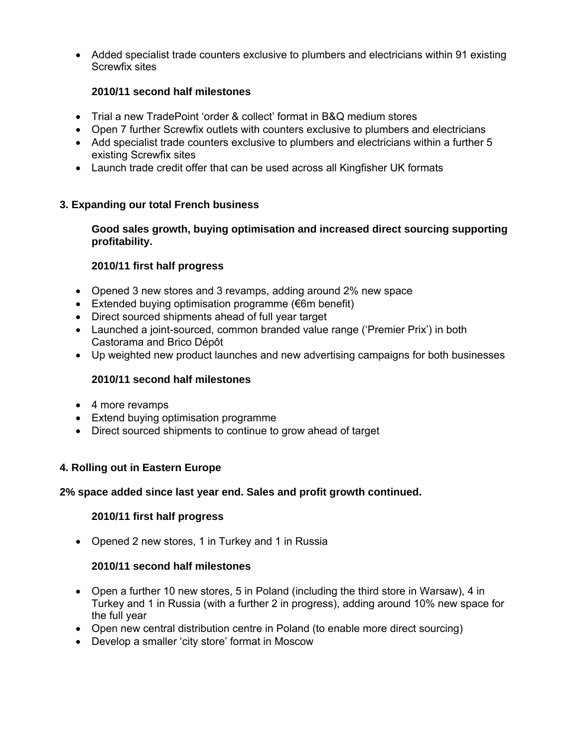- Added specialist trade counters exclusive to plumbers and electricians within 91 existing Screwfix sites

**2010/11 second half milestones**

- Trial a new TradePoint 'order & collect' format in B&Q medium stores
- Open 7 further Screwfix outlets with counters exclusive to plumbers and electricians
- Add specialist trade counters exclusive to plumbers and electricians within a further 5 existing Screwfix sites
- Launch trade credit offer that can be used across all Kingfisher UK formats

**3. Expanding our total French business**

**Good sales growth, buying optimisation and increased direct sourcing supporting profitability.**

**2010/11 first half progress**

- Opened 3 new stores and 3 revamps, adding around 2% new space
- Extended buying optimisation programme (€6m benefit)
- Direct sourced shipments ahead of full year target
- Launched a joint-sourced, common branded value range ('Premier Prix') in both Castorama and Brico Dépôt
- Up weighted new product launches and new advertising campaigns for both businesses

**2010/11 second half milestones**

- 4 more revamps
- Extend buying optimisation programme
- Direct sourced shipments to continue to grow ahead of target

**4. Rolling out in Eastern Europe**

**2% space added since last year end. Sales and profit growth continued.**

**2010/11 first half progress**

- Opened 2 new stores, 1 in Turkey and 1 in Russia

**2010/11 second half milestones**

- Open a further 10 new stores, 5 in Poland (including the third store in Warsaw), 4 in Turkey and 1 in Russia (with a further 2 in progress), adding around 10% new space for the full year
- Open new central distribution centre in Poland (to enable more direct sourcing)
- Develop a smaller 'city store' format in Moscow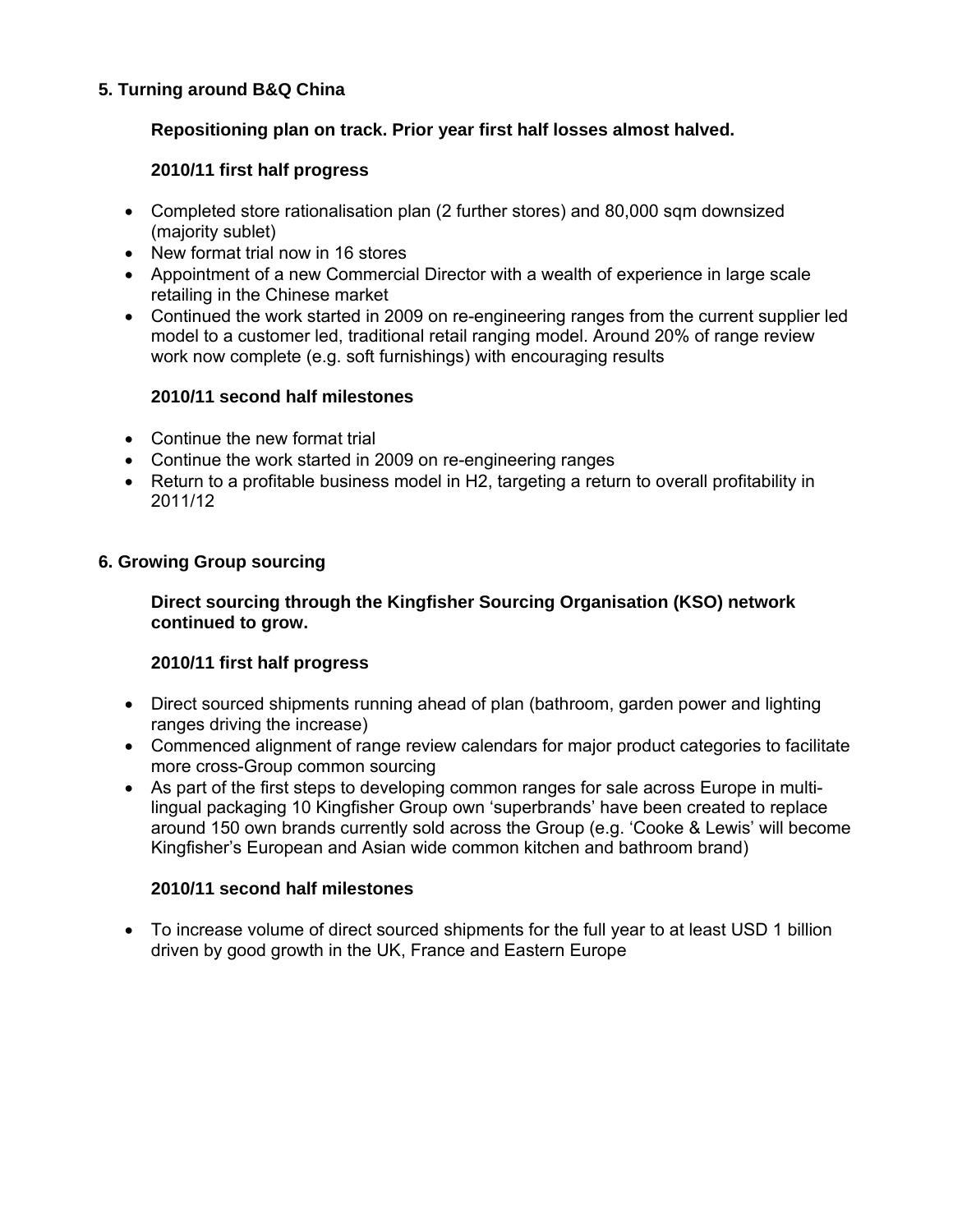## 5. Turning around B&Q China

**Repositioning plan on track. Prior year first half losses almost halved.**

**2010/11 first half progress**

- Completed store rationalisation plan (2 further stores) and 80,000 sqm downsized (majority sublet)
- New format trial now in 16 stores
- Appointment of a new Commercial Director with a wealth of experience in large scale retailing in the Chinese market
- Continued the work started in 2009 on re-engineering ranges from the current supplier led model to a customer led, traditional retail ranging model. Around 20% of range review work now complete (e.g. soft furnishings) with encouraging results

**2010/11 second half milestones**

- Continue the new format trial
- Continue the work started in 2009 on re-engineering ranges
- Return to a profitable business model in H2, targeting a return to overall profitability in 2011/12

## 6. Growing Group sourcing

**Direct sourcing through the Kingfisher Sourcing Organisation (KSO) network continued to grow.**

**2010/11 first half progress**

- Direct sourced shipments running ahead of plan (bathroom, garden power and lighting ranges driving the increase)
- Commenced alignment of range review calendars for major product categories to facilitate more cross-Group common sourcing
- As part of the first steps to developing common ranges for sale across Europe in multi-lingual packaging 10 Kingfisher Group own 'superbrands' have been created to replace around 150 own brands currently sold across the Group (e.g. 'Cooke & Lewis' will become Kingfisher's European and Asian wide common kitchen and bathroom brand)

**2010/11 second half milestones**

- To increase volume of direct sourced shipments for the full year to at least USD 1 billion driven by good growth in the UK, France and Eastern Europe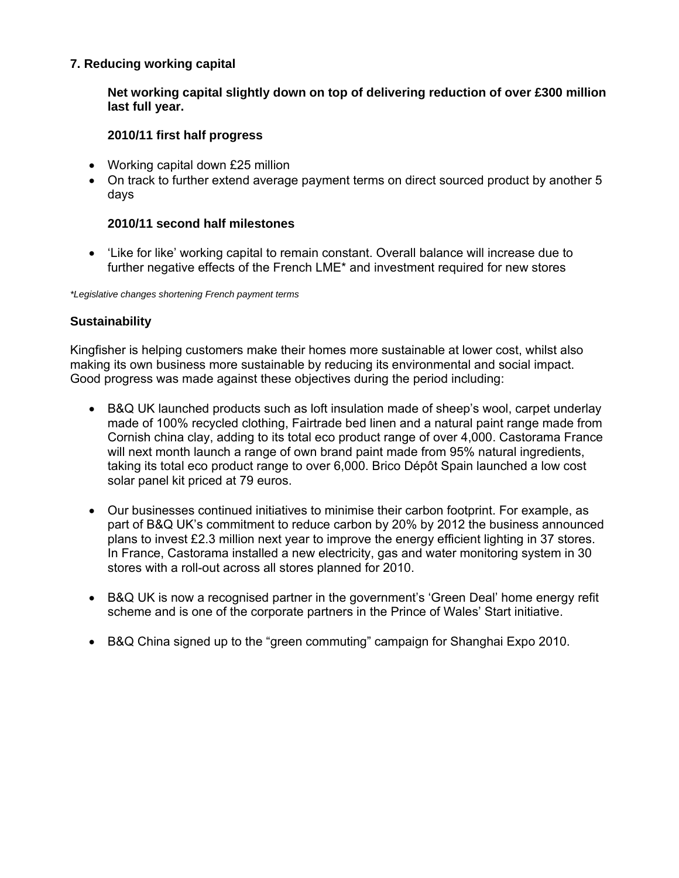## 7. Reducing working capital

**Net working capital slightly down on top of delivering reduction of over £300 million last full year.**

### 2010/11 first half progress

- Working capital down £25 million
- On track to further extend average payment terms on direct sourced product by another 5 days

### 2010/11 second half milestones

- 'Like for like' working capital to remain constant. Overall balance will increase due to further negative effects of the French LME* and investment required for new stores

*\*Legislative changes shortening French payment terms*

## Sustainability

Kingfisher is helping customers make their homes more sustainable at lower cost, whilst also making its own business more sustainable by reducing its environmental and social impact. Good progress was made against these objectives during the period including:

- B&Q UK launched products such as loft insulation made of sheep's wool, carpet underlay made of 100% recycled clothing, Fairtrade bed linen and a natural paint range made from Cornish china clay, adding to its total eco product range of over 4,000. Castorama France will next month launch a range of own brand paint made from 95% natural ingredients, taking its total eco product range to over 6,000. Brico Dépôt Spain launched a low cost solar panel kit priced at 79 euros.

- Our businesses continued initiatives to minimise their carbon footprint. For example, as part of B&Q UK's commitment to reduce carbon by 20% by 2012 the business announced plans to invest £2.3 million next year to improve the energy efficient lighting in 37 stores. In France, Castorama installed a new electricity, gas and water monitoring system in 30 stores with a roll-out across all stores planned for 2010.

- B&Q UK is now a recognised partner in the government's 'Green Deal' home energy refit scheme and is one of the corporate partners in the Prince of Wales' Start initiative.

- B&Q China signed up to the "green commuting" campaign for Shanghai Expo 2010.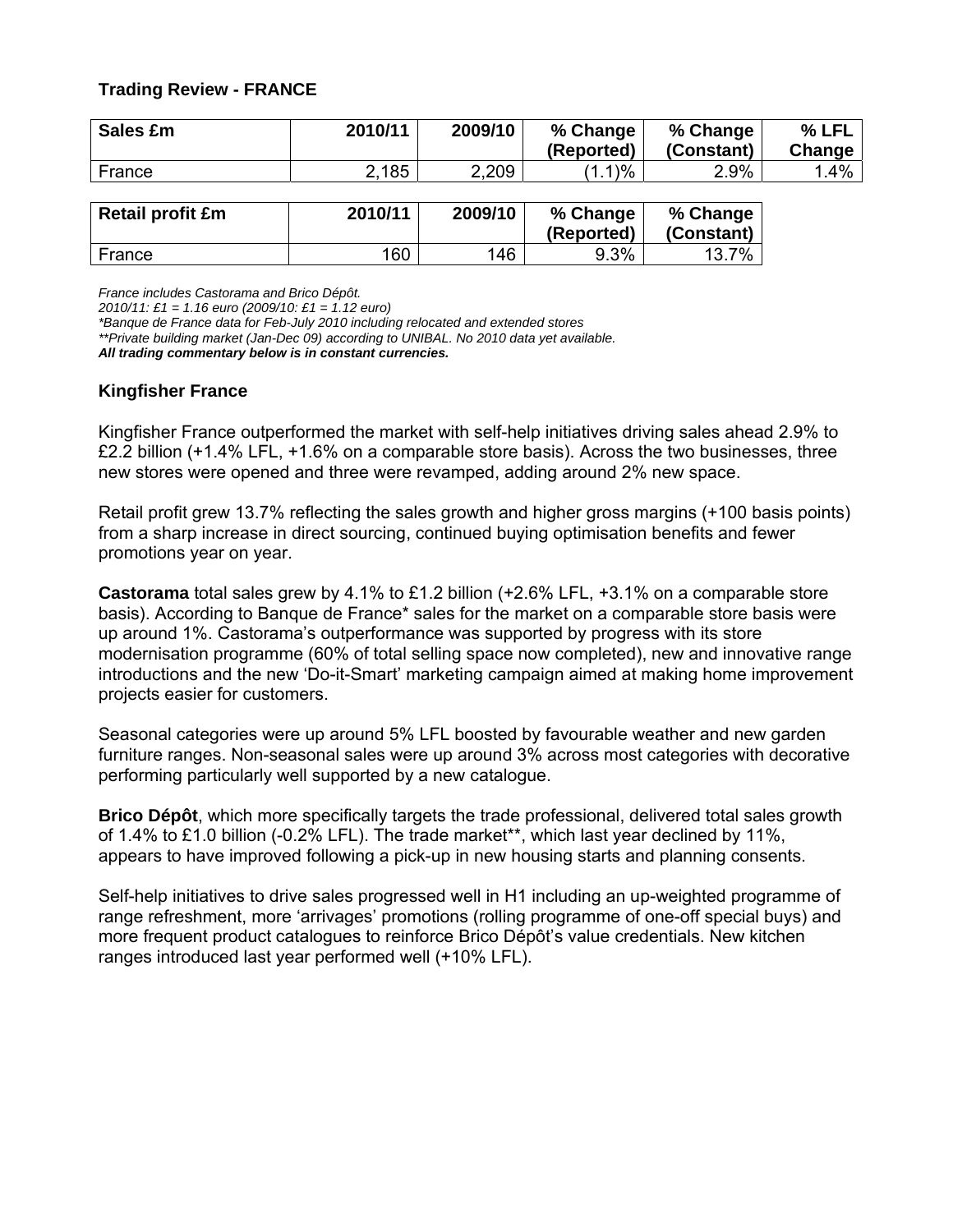## Trading Review - FRANCE

| Sales £m | 2010/11 | 2009/10 | % Change (Reported) | % Change (Constant) | % LFL Change |
|---|---|---|---|---|---|
| France | 2,185 | 2,209 | (1.1)% | 2.9% | 1.4% |

| Retail profit £m | 2010/11 | 2009/10 | % Change (Reported) | % Change (Constant) |
|---|---|---|---|---|
| France | 160 | 146 | 9.3% | 13.7% |

*France includes Castorama and Brico Dépôt.*
*2010/11: £1 = 1.16 euro (2009/10: £1 = 1.12 euro)*
*\*Banque de France data for Feb-July 2010 including relocated and extended stores*
*\*\*Private building market (Jan-Dec 09) according to UNIBAL. No 2010 data yet available.*
***All trading commentary below is in constant currencies.***

### Kingfisher France

Kingfisher France outperformed the market with self-help initiatives driving sales ahead 2.9% to £2.2 billion (+1.4% LFL, +1.6% on a comparable store basis). Across the two businesses, three new stores were opened and three were revamped, adding around 2% new space.

Retail profit grew 13.7% reflecting the sales growth and higher gross margins (+100 basis points) from a sharp increase in direct sourcing, continued buying optimisation benefits and fewer promotions year on year.

**Castorama** total sales grew by 4.1% to £1.2 billion (+2.6% LFL, +3.1% on a comparable store basis). According to Banque de France* sales for the market on a comparable store basis were up around 1%. Castorama's outperformance was supported by progress with its store modernisation programme (60% of total selling space now completed), new and innovative range introductions and the new 'Do-it-Smart' marketing campaign aimed at making home improvement projects easier for customers.

Seasonal categories were up around 5% LFL boosted by favourable weather and new garden furniture ranges. Non-seasonal sales were up around 3% across most categories with decorative performing particularly well supported by a new catalogue.

**Brico Dépôt**, which more specifically targets the trade professional, delivered total sales growth of 1.4% to £1.0 billion (-0.2% LFL). The trade market**, which last year declined by 11%, appears to have improved following a pick-up in new housing starts and planning consents.

Self-help initiatives to drive sales progressed well in H1 including an up-weighted programme of range refreshment, more 'arrivages' promotions (rolling programme of one-off special buys) and more frequent product catalogues to reinforce Brico Dépôt's value credentials. New kitchen ranges introduced last year performed well (+10% LFL).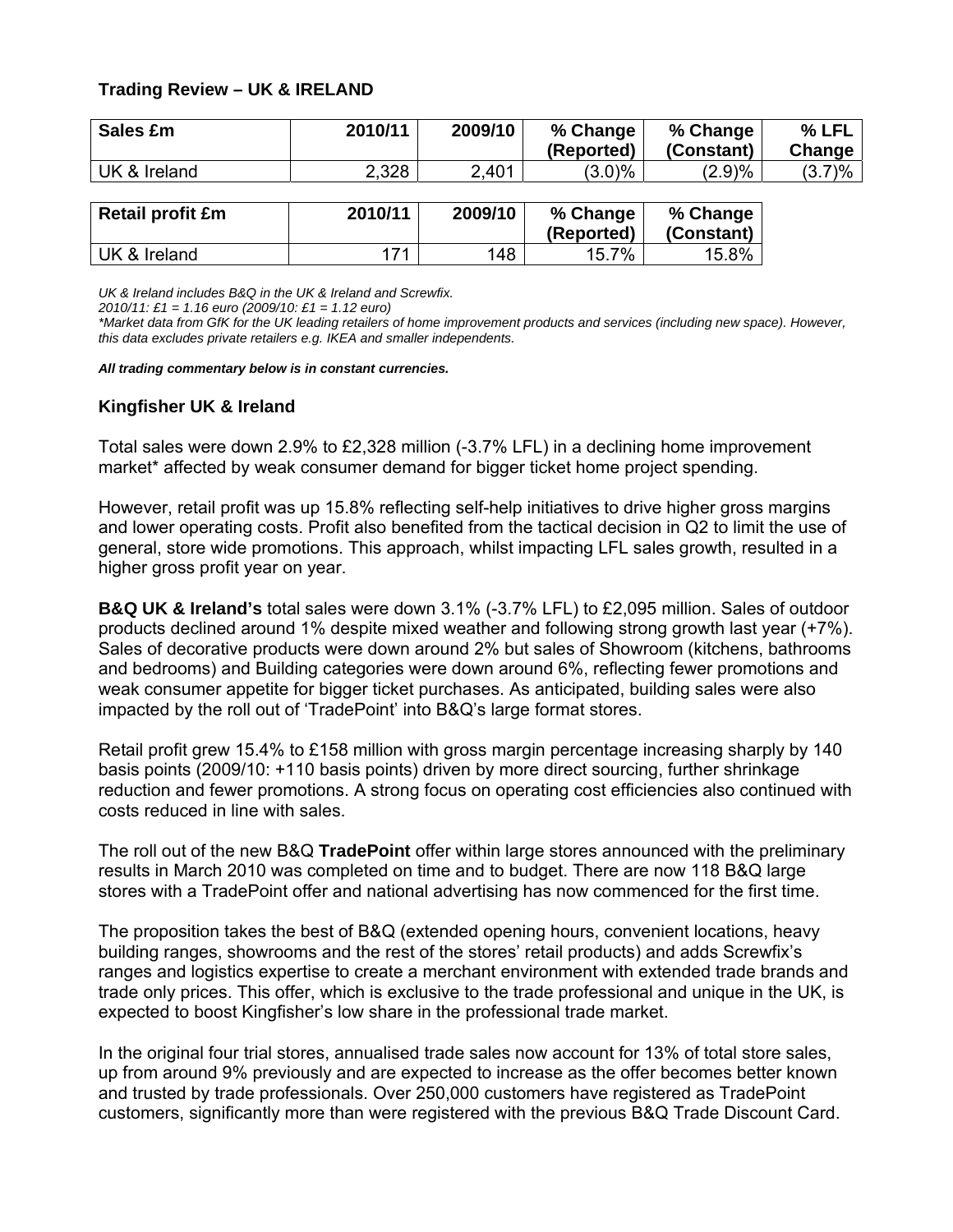### Trading Review – UK & IRELAND

| Sales £m | 2010/11 | 2009/10 | % Change (Reported) | % Change (Constant) | % LFL Change |
|---|---|---|---|---|---|
| UK & Ireland | 2,328 | 2,401 | (3.0)% | (2.9)% | (3.7)% |

| Retail profit £m | 2010/11 | 2009/10 | % Change (Reported) | % Change (Constant) |
|---|---|---|---|---|
| UK & Ireland | 171 | 148 | 15.7% | 15.8% |

*UK & Ireland includes B&Q in the UK & Ireland and Screwfix.*
*2010/11: £1 = 1.16 euro (2009/10: £1 = 1.12 euro)*
**Market data from GfK for the UK leading retailers of home improvement products and services (including new space). However, this data excludes private retailers e.g. IKEA and smaller independents.*

***All trading commentary below is in constant currencies.***

### Kingfisher UK & Ireland

Total sales were down 2.9% to £2,328 million (-3.7% LFL) in a declining home improvement market* affected by weak consumer demand for bigger ticket home project spending.

However, retail profit was up 15.8% reflecting self-help initiatives to drive higher gross margins and lower operating costs. Profit also benefited from the tactical decision in Q2 to limit the use of general, store wide promotions. This approach, whilst impacting LFL sales growth, resulted in a higher gross profit year on year.

**B&Q UK & Ireland's** total sales were down 3.1% (-3.7% LFL) to £2,095 million. Sales of outdoor products declined around 1% despite mixed weather and following strong growth last year (+7%). Sales of decorative products were down around 2% but sales of Showroom (kitchens, bathrooms and bedrooms) and Building categories were down around 6%, reflecting fewer promotions and weak consumer appetite for bigger ticket purchases. As anticipated, building sales were also impacted by the roll out of 'TradePoint' into B&Q's large format stores.

Retail profit grew 15.4% to £158 million with gross margin percentage increasing sharply by 140 basis points (2009/10: +110 basis points) driven by more direct sourcing, further shrinkage reduction and fewer promotions. A strong focus on operating cost efficiencies also continued with costs reduced in line with sales.

The roll out of the new B&Q **TradePoint** offer within large stores announced with the preliminary results in March 2010 was completed on time and to budget. There are now 118 B&Q large stores with a TradePoint offer and national advertising has now commenced for the first time.

The proposition takes the best of B&Q (extended opening hours, convenient locations, heavy building ranges, showrooms and the rest of the stores' retail products) and adds Screwfix's ranges and logistics expertise to create a merchant environment with extended trade brands and trade only prices. This offer, which is exclusive to the trade professional and unique in the UK, is expected to boost Kingfisher's low share in the professional trade market.

In the original four trial stores, annualised trade sales now account for 13% of total store sales, up from around 9% previously and are expected to increase as the offer becomes better known and trusted by trade professionals. Over 250,000 customers have registered as TradePoint customers, significantly more than were registered with the previous B&Q Trade Discount Card.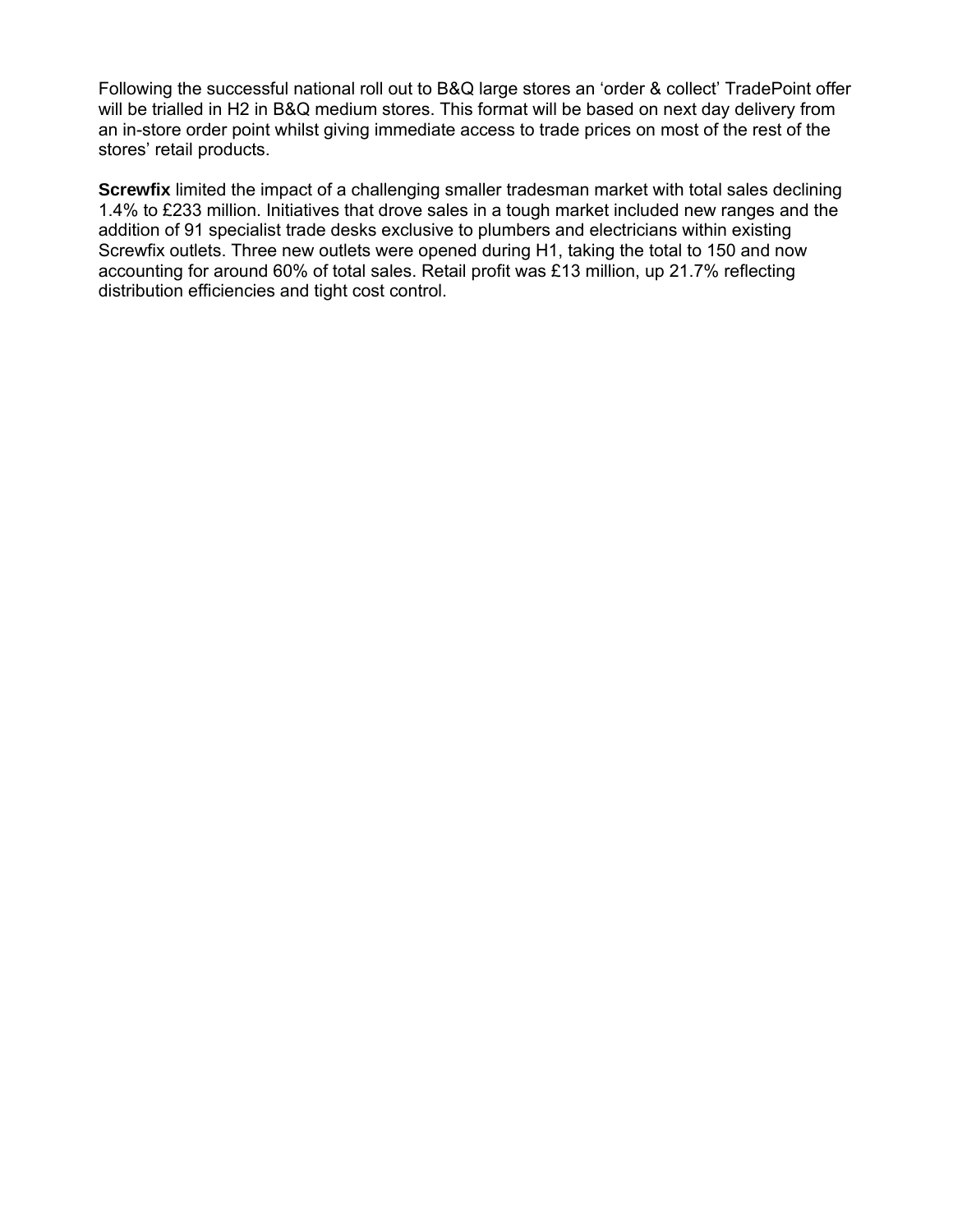Following the successful national roll out to B&Q large stores an 'order & collect' TradePoint offer will be trialled in H2 in B&Q medium stores. This format will be based on next day delivery from an in-store order point whilst giving immediate access to trade prices on most of the rest of the stores' retail products.

**Screwfix** limited the impact of a challenging smaller tradesman market with total sales declining 1.4% to £233 million. Initiatives that drove sales in a tough market included new ranges and the addition of 91 specialist trade desks exclusive to plumbers and electricians within existing Screwfix outlets. Three new outlets were opened during H1, taking the total to 150 and now accounting for around 60% of total sales. Retail profit was £13 million, up 21.7% reflecting distribution efficiencies and tight cost control.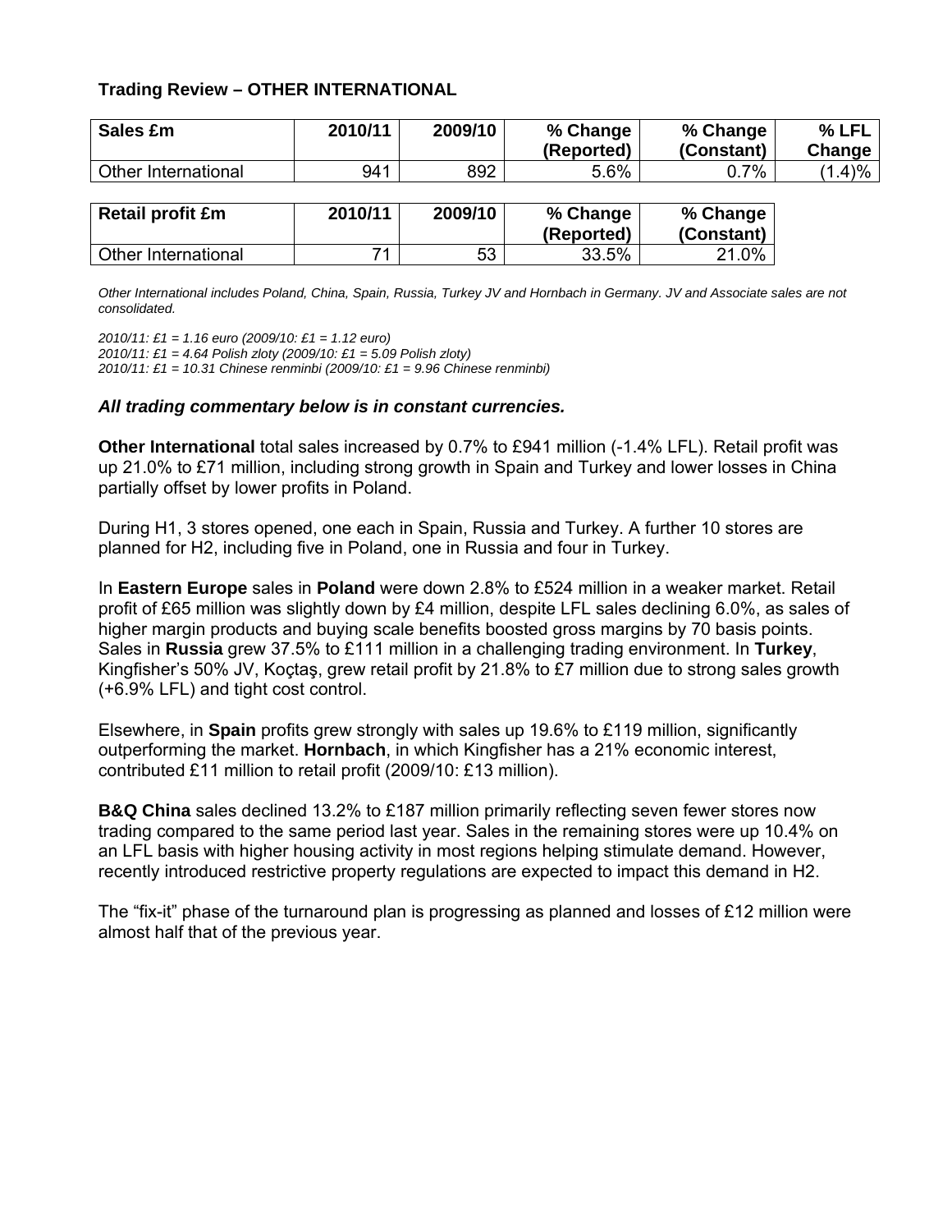## Trading Review – OTHER INTERNATIONAL

| Sales £m | 2010/11 | 2009/10 | % Change (Reported) | % Change (Constant) | % LFL Change |
|---|---|---|---|---|---|
| Other International | 941 | 892 | 5.6% | 0.7% | (1.4)% |

| Retail profit £m | 2010/11 | 2009/10 | % Change (Reported) | % Change (Constant) |
|---|---|---|---|---|
| Other International | 71 | 53 | 33.5% | 21.0% |

*Other International includes Poland, China, Spain, Russia, Turkey JV and Hornbach in Germany. JV and Associate sales are not consolidated.*

*2010/11: £1 = 1.16 euro (2009/10: £1 = 1.12 euro)*
*2010/11: £1 = 4.64 Polish zloty (2009/10: £1 = 5.09 Polish zloty)*
*2010/11: £1 = 10.31 Chinese renminbi (2009/10: £1 = 9.96 Chinese renminbi)*

***All trading commentary below is in constant currencies.***

**Other International** total sales increased by 0.7% to £941 million (-1.4% LFL). Retail profit was up 21.0% to £71 million, including strong growth in Spain and Turkey and lower losses in China partially offset by lower profits in Poland.

During H1, 3 stores opened, one each in Spain, Russia and Turkey. A further 10 stores are planned for H2, including five in Poland, one in Russia and four in Turkey.

In **Eastern Europe** sales in **Poland** were down 2.8% to £524 million in a weaker market. Retail profit of £65 million was slightly down by £4 million, despite LFL sales declining 6.0%, as sales of higher margin products and buying scale benefits boosted gross margins by 70 basis points. Sales in **Russia** grew 37.5% to £111 million in a challenging trading environment. In **Turkey**, Kingfisher's 50% JV, Koçtaş, grew retail profit by 21.8% to £7 million due to strong sales growth (+6.9% LFL) and tight cost control.

Elsewhere, in **Spain** profits grew strongly with sales up 19.6% to £119 million, significantly outperforming the market. **Hornbach**, in which Kingfisher has a 21% economic interest, contributed £11 million to retail profit (2009/10: £13 million).

**B&Q China** sales declined 13.2% to £187 million primarily reflecting seven fewer stores now trading compared to the same period last year. Sales in the remaining stores were up 10.4% on an LFL basis with higher housing activity in most regions helping stimulate demand. However, recently introduced restrictive property regulations are expected to impact this demand in H2.

The "fix-it" phase of the turnaround plan is progressing as planned and losses of £12 million were almost half that of the previous year.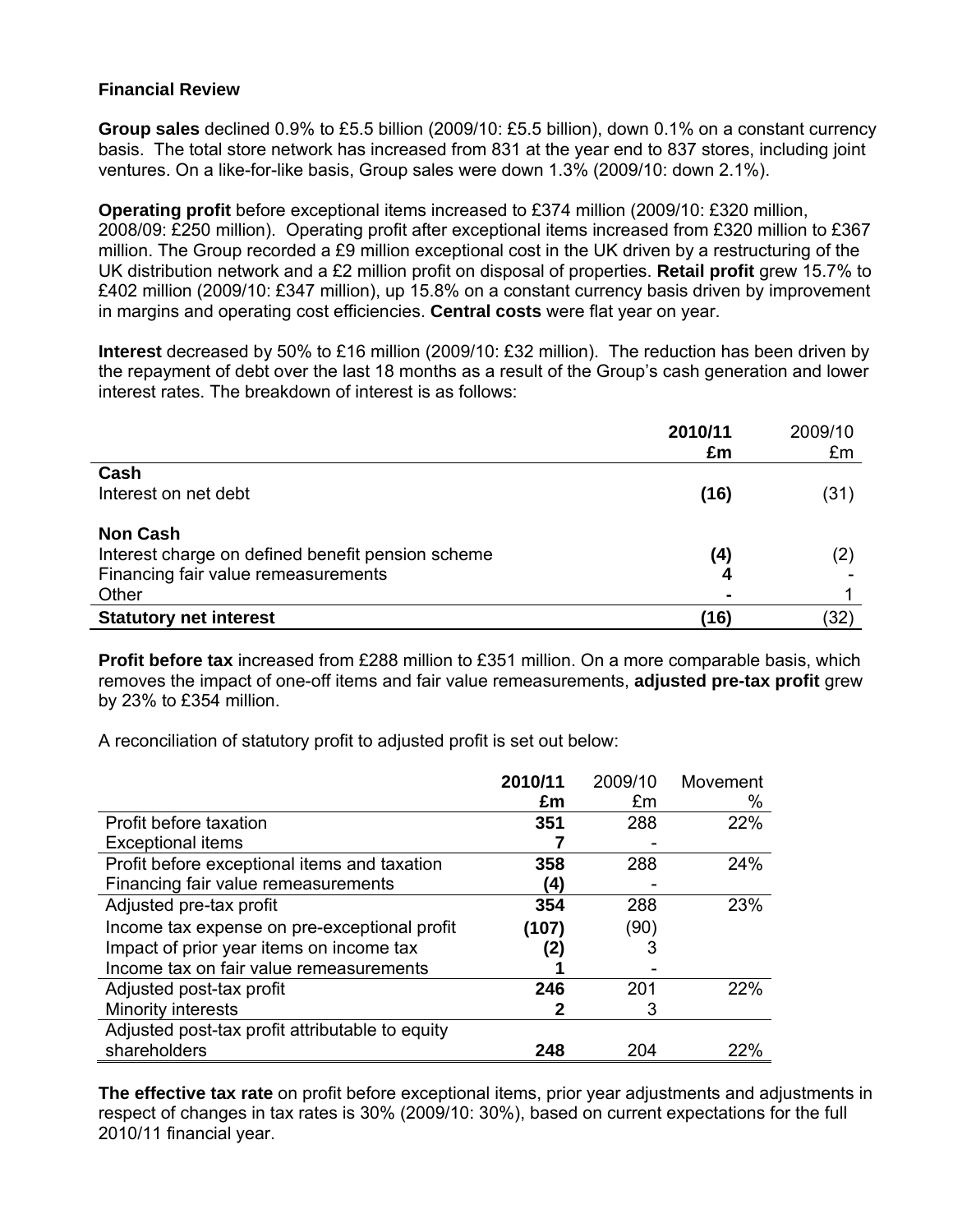## Financial Review

**Group sales** declined 0.9% to £5.5 billion (2009/10: £5.5 billion), down 0.1% on a constant currency basis. The total store network has increased from 831 at the year end to 837 stores, including joint ventures. On a like-for-like basis, Group sales were down 1.3% (2009/10: down 2.1%).

**Operating profit** before exceptional items increased to £374 million (2009/10: £320 million, 2008/09: £250 million). Operating profit after exceptional items increased from £320 million to £367 million. The Group recorded a £9 million exceptional cost in the UK driven by a restructuring of the UK distribution network and a £2 million profit on disposal of properties. **Retail profit** grew 15.7% to £402 million (2009/10: £347 million), up 15.8% on a constant currency basis driven by improvement in margins and operating cost efficiencies. **Central costs** were flat year on year.

**Interest** decreased by 50% to £16 million (2009/10: £32 million). The reduction has been driven by the repayment of debt over the last 18 months as a result of the Group's cash generation and lower interest rates. The breakdown of interest is as follows:

| | **2010/11 £m** | 2009/10 £m |
|---|---|---|
| **Cash** | | |
| Interest on net debt | **(16)** | (31) |
| **Non Cash** | | |
| Interest charge on defined benefit pension scheme | **(4)** | (2) |
| Financing fair value remeasurements | **4** | - |
| Other | **-** | 1 |
| **Statutory net interest** | **(16)** | (32) |

**Profit before tax** increased from £288 million to £351 million. On a more comparable basis, which removes the impact of one-off items and fair value remeasurements, **adjusted pre-tax profit** grew by 23% to £354 million.

A reconciliation of statutory profit to adjusted profit is set out below:

| | **2010/11 £m** | 2009/10 £m | Movement % |
|---|---|---|---|
| Profit before taxation | **351** | 288 | 22% |
| Exceptional items | **7** | - | |
| Profit before exceptional items and taxation | **358** | 288 | 24% |
| Financing fair value remeasurements | **(4)** | - | |
| Adjusted pre-tax profit | **354** | 288 | 23% |
| Income tax expense on pre-exceptional profit | **(107)** | (90) | |
| Impact of prior year items on income tax | **(2)** | 3 | |
| Income tax on fair value remeasurements | **1** | - | |
| Adjusted post-tax profit | **246** | 201 | 22% |
| Minority interests | **2** | 3 | |
| Adjusted post-tax profit attributable to equity shareholders | **248** | 204 | 22% |

**The effective tax rate** on profit before exceptional items, prior year adjustments and adjustments in respect of changes in tax rates is 30% (2009/10: 30%), based on current expectations for the full 2010/11 financial year.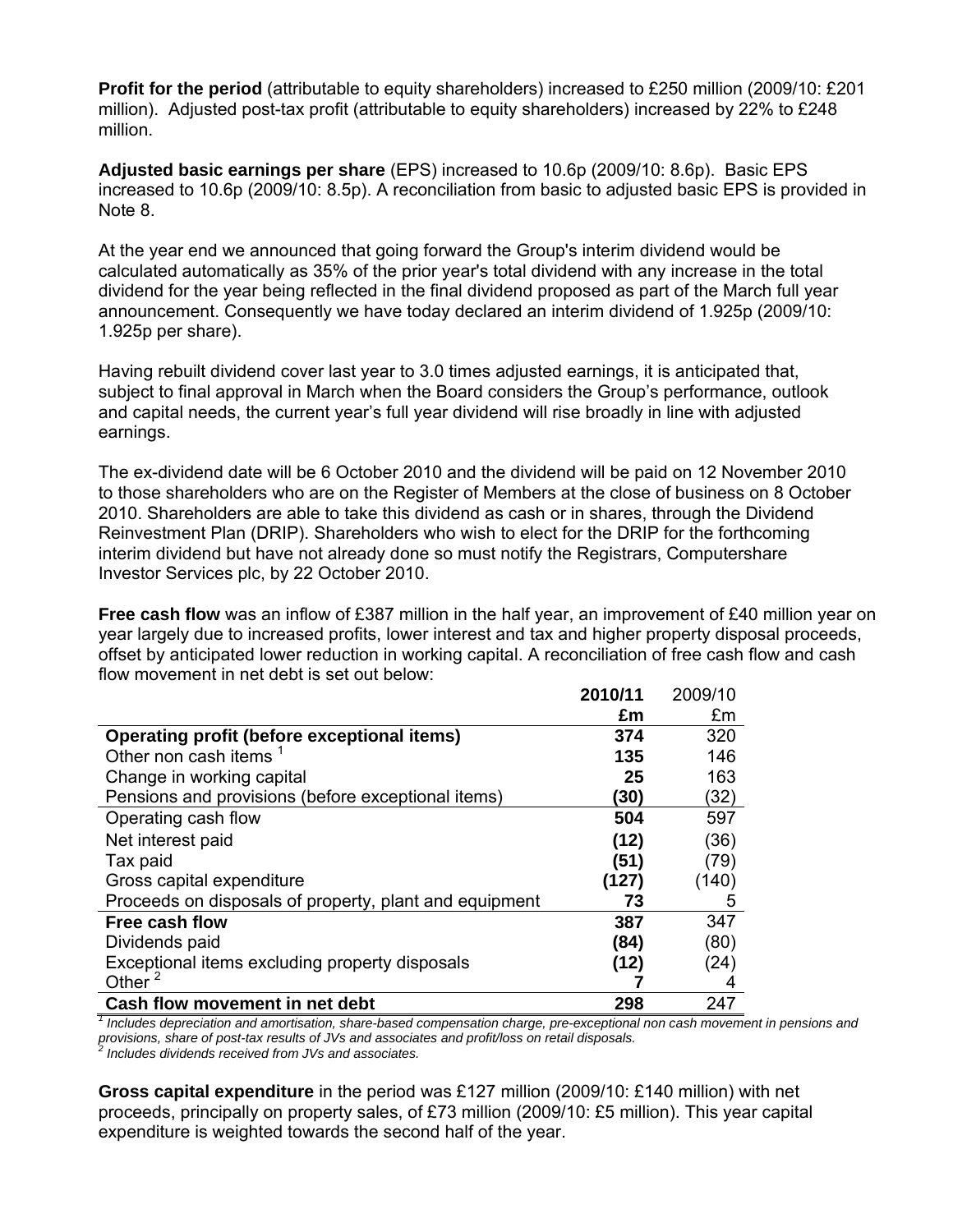**Profit for the period** (attributable to equity shareholders) increased to £250 million (2009/10: £201 million). Adjusted post-tax profit (attributable to equity shareholders) increased by 22% to £248 million.

**Adjusted basic earnings per share** (EPS) increased to 10.6p (2009/10: 8.6p). Basic EPS increased to 10.6p (2009/10: 8.5p). A reconciliation from basic to adjusted basic EPS is provided in Note 8.

At the year end we announced that going forward the Group's interim dividend would be calculated automatically as 35% of the prior year's total dividend with any increase in the total dividend for the year being reflected in the final dividend proposed as part of the March full year announcement. Consequently we have today declared an interim dividend of 1.925p (2009/10: 1.925p per share).

Having rebuilt dividend cover last year to 3.0 times adjusted earnings, it is anticipated that, subject to final approval in March when the Board considers the Group's performance, outlook and capital needs, the current year's full year dividend will rise broadly in line with adjusted earnings.

The ex-dividend date will be 6 October 2010 and the dividend will be paid on 12 November 2010 to those shareholders who are on the Register of Members at the close of business on 8 October 2010. Shareholders are able to take this dividend as cash or in shares, through the Dividend Reinvestment Plan (DRIP). Shareholders who wish to elect for the DRIP for the forthcoming interim dividend but have not already done so must notify the Registrars, Computershare Investor Services plc, by 22 October 2010.

**Free cash flow** was an inflow of £387 million in the half year, an improvement of £40 million year on year largely due to increased profits, lower interest and tax and higher property disposal proceeds, offset by anticipated lower reduction in working capital. A reconciliation of free cash flow and cash flow movement in net debt is set out below:

| | **2010/11** | 2009/10 |
|---|---|---|
| | **£m** | £m |
| **Operating profit (before exceptional items)** | **374** | 320 |
| Other non cash items [1] | **135** | 146 |
| Change in working capital | **25** | 163 |
| Pensions and provisions (before exceptional items) | **(30)** | (32) |
| Operating cash flow | **504** | 597 |
| Net interest paid | **(12)** | (36) |
| Tax paid | **(51)** | (79) |
| Gross capital expenditure | **(127)** | (140) |
| Proceeds on disposals of property, plant and equipment | **73** | 5 |
| **Free cash flow** | **387** | 347 |
| Dividends paid | **(84)** | (80) |
| Exceptional items excluding property disposals | **(12)** | (24) |
| Other [2] | **7** | 4 |
| **Cash flow movement in net debt** | **298** | 247 |

*[1] Includes depreciation and amortisation, share-based compensation charge, pre-exceptional non cash movement in pensions and provisions, share of post-tax results of JVs and associates and profit/loss on retail disposals.*
*[2] Includes dividends received from JVs and associates.*

**Gross capital expenditure** in the period was £127 million (2009/10: £140 million) with net proceeds, principally on property sales, of £73 million (2009/10: £5 million). This year capital expenditure is weighted towards the second half of the year.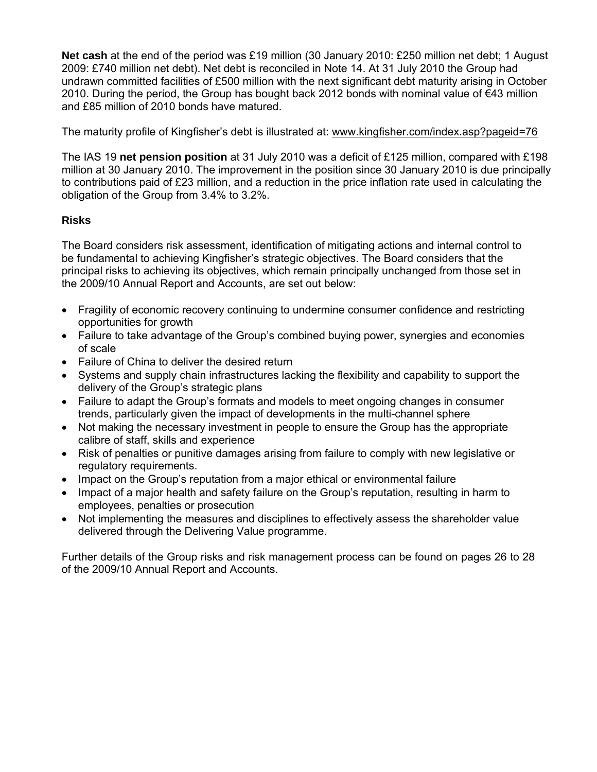**Net cash** at the end of the period was £19 million (30 January 2010: £250 million net debt; 1 August 2009: £740 million net debt). Net debt is reconciled in Note 14. At 31 July 2010 the Group had undrawn committed facilities of £500 million with the next significant debt maturity arising in October 2010. During the period, the Group has bought back 2012 bonds with nominal value of €43 million and £85 million of 2010 bonds have matured.

The maturity profile of Kingfisher's debt is illustrated at: www.kingfisher.com/index.asp?pageid=76

The IAS 19 **net pension position** at 31 July 2010 was a deficit of £125 million, compared with £198 million at 30 January 2010. The improvement in the position since 30 January 2010 is due principally to contributions paid of £23 million, and a reduction in the price inflation rate used in calculating the obligation of the Group from 3.4% to 3.2%.

**Risks**

The Board considers risk assessment, identification of mitigating actions and internal control to be fundamental to achieving Kingfisher's strategic objectives. The Board considers that the principal risks to achieving its objectives, which remain principally unchanged from those set in the 2009/10 Annual Report and Accounts, are set out below:

- Fragility of economic recovery continuing to undermine consumer confidence and restricting opportunities for growth
- Failure to take advantage of the Group's combined buying power, synergies and economies of scale
- Failure of China to deliver the desired return
- Systems and supply chain infrastructures lacking the flexibility and capability to support the delivery of the Group's strategic plans
- Failure to adapt the Group's formats and models to meet ongoing changes in consumer trends, particularly given the impact of developments in the multi-channel sphere
- Not making the necessary investment in people to ensure the Group has the appropriate calibre of staff, skills and experience
- Risk of penalties or punitive damages arising from failure to comply with new legislative or regulatory requirements.
- Impact on the Group's reputation from a major ethical or environmental failure
- Impact of a major health and safety failure on the Group's reputation, resulting in harm to employees, penalties or prosecution
- Not implementing the measures and disciplines to effectively assess the shareholder value delivered through the Delivering Value programme.

Further details of the Group risks and risk management process can be found on pages 26 to 28 of the 2009/10 Annual Report and Accounts.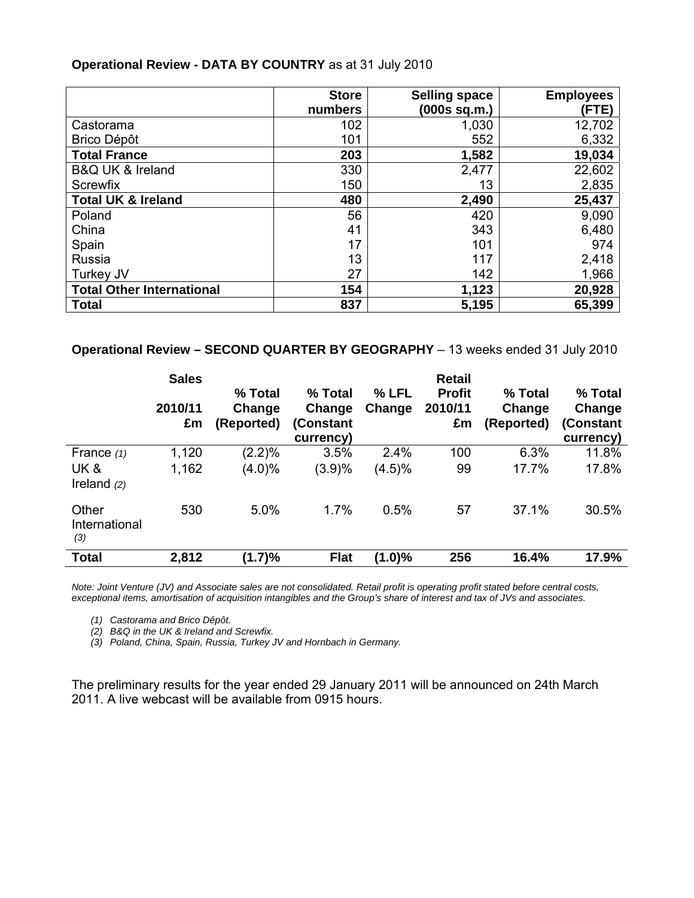**Operational Review - DATA BY COUNTRY** as at 31 July 2010

| | Store numbers | Selling space (000s sq.m.) | Employees (FTE) |
|---|---|---|---|
| Castorama | 102 | 1,030 | 12,702 |
| Brico Dépôt | 101 | 552 | 6,332 |
| **Total France** | **203** | **1,582** | **19,034** |
| B&Q UK & Ireland | 330 | 2,477 | 22,602 |
| Screwfix | 150 | 13 | 2,835 |
| **Total UK & Ireland** | **480** | **2,490** | **25,437** |
| Poland | 56 | 420 | 9,090 |
| China | 41 | 343 | 6,480 |
| Spain | 17 | 101 | 974 |
| Russia | 13 | 117 | 2,418 |
| Turkey JV | 27 | 142 | 1,966 |
| **Total Other International** | **154** | **1,123** | **20,928** |
| **Total** | **837** | **5,195** | **65,399** |

**Operational Review – SECOND QUARTER BY GEOGRAPHY** – 13 weeks ended 31 July 2010

| | Sales 2010/11 £m | % Total Change (Reported) | % Total Change (Constant currency) | % LFL Change | Retail Profit 2010/11 £m | % Total Change (Reported) | % Total Change (Constant currency) |
|---|---|---|---|---|---|---|---|
| France *(1)* | 1,120 | (2.2)% | 3.5% | 2.4% | 100 | 6.3% | 11.8% |
| UK & Ireland *(2)* | 1,162 | (4.0)% | (3.9)% | (4.5)% | 99 | 17.7% | 17.8% |
| Other International *(3)* | 530 | 5.0% | 1.7% | 0.5% | 57 | 37.1% | 30.5% |
| **Total** | **2,812** | **(1.7)%** | **Flat** | **(1.0)%** | **256** | **16.4%** | **17.9%** |

*Note: Joint Venture (JV) and Associate sales are not consolidated. Retail profit is operating profit stated before central costs, exceptional items, amortisation of acquisition intangibles and the Group's share of interest and tax of JVs and associates.*

*(1) Castorama and Brico Dépôt.*
*(2) B&Q in the UK & Ireland and Screwfix.*
*(3) Poland, China, Spain, Russia, Turkey JV and Hornbach in Germany.*

The preliminary results for the year ended 29 January 2011 will be announced on 24th March 2011. A live webcast will be available from 0915 hours.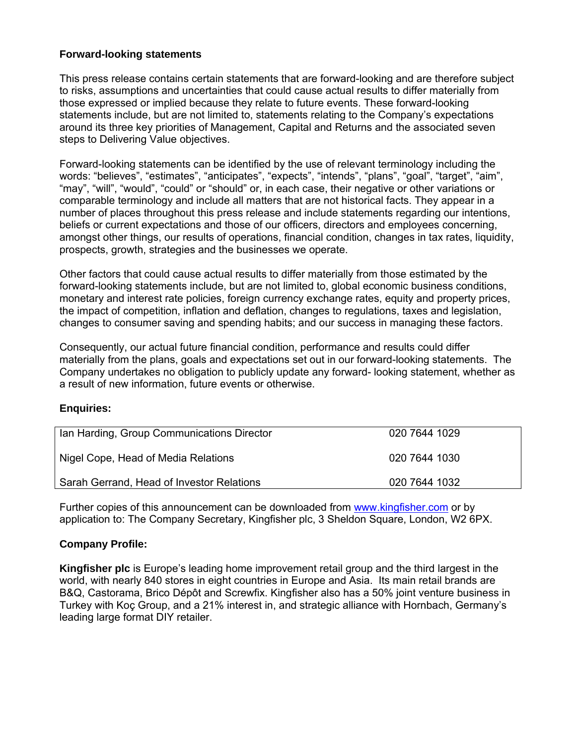**Forward-looking statements**

This press release contains certain statements that are forward-looking and are therefore subject to risks, assumptions and uncertainties that could cause actual results to differ materially from those expressed or implied because they relate to future events. These forward-looking statements include, but are not limited to, statements relating to the Company's expectations around its three key priorities of Management, Capital and Returns and the associated seven steps to Delivering Value objectives.

Forward-looking statements can be identified by the use of relevant terminology including the words: "believes", "estimates", "anticipates", "expects", "intends", "plans", "goal", "target", "aim", "may", "will", "would", "could" or "should" or, in each case, their negative or other variations or comparable terminology and include all matters that are not historical facts. They appear in a number of places throughout this press release and include statements regarding our intentions, beliefs or current expectations and those of our officers, directors and employees concerning, amongst other things, our results of operations, financial condition, changes in tax rates, liquidity, prospects, growth, strategies and the businesses we operate.

Other factors that could cause actual results to differ materially from those estimated by the forward-looking statements include, but are not limited to, global economic business conditions, monetary and interest rate policies, foreign currency exchange rates, equity and property prices, the impact of competition, inflation and deflation, changes to regulations, taxes and legislation, changes to consumer saving and spending habits; and our success in managing these factors.

Consequently, our actual future financial condition, performance and results could differ materially from the plans, goals and expectations set out in our forward-looking statements. The Company undertakes no obligation to publicly update any forward- looking statement, whether as a result of new information, future events or otherwise.

**Enquiries:**

| | |
|---|---|
| Ian Harding, Group Communications Director | 020 7644 1029 |
| Nigel Cope, Head of Media Relations | 020 7644 1030 |
| Sarah Gerrand, Head of Investor Relations | 020 7644 1032 |

Further copies of this announcement can be downloaded from www.kingfisher.com or by application to: The Company Secretary, Kingfisher plc, 3 Sheldon Square, London, W2 6PX.

**Company Profile:**

**Kingfisher plc** is Europe's leading home improvement retail group and the third largest in the world, with nearly 840 stores in eight countries in Europe and Asia. Its main retail brands are B&Q, Castorama, Brico Dépôt and Screwfix. Kingfisher also has a 50% joint venture business in Turkey with Koç Group, and a 21% interest in, and strategic alliance with Hornbach, Germany's leading large format DIY retailer.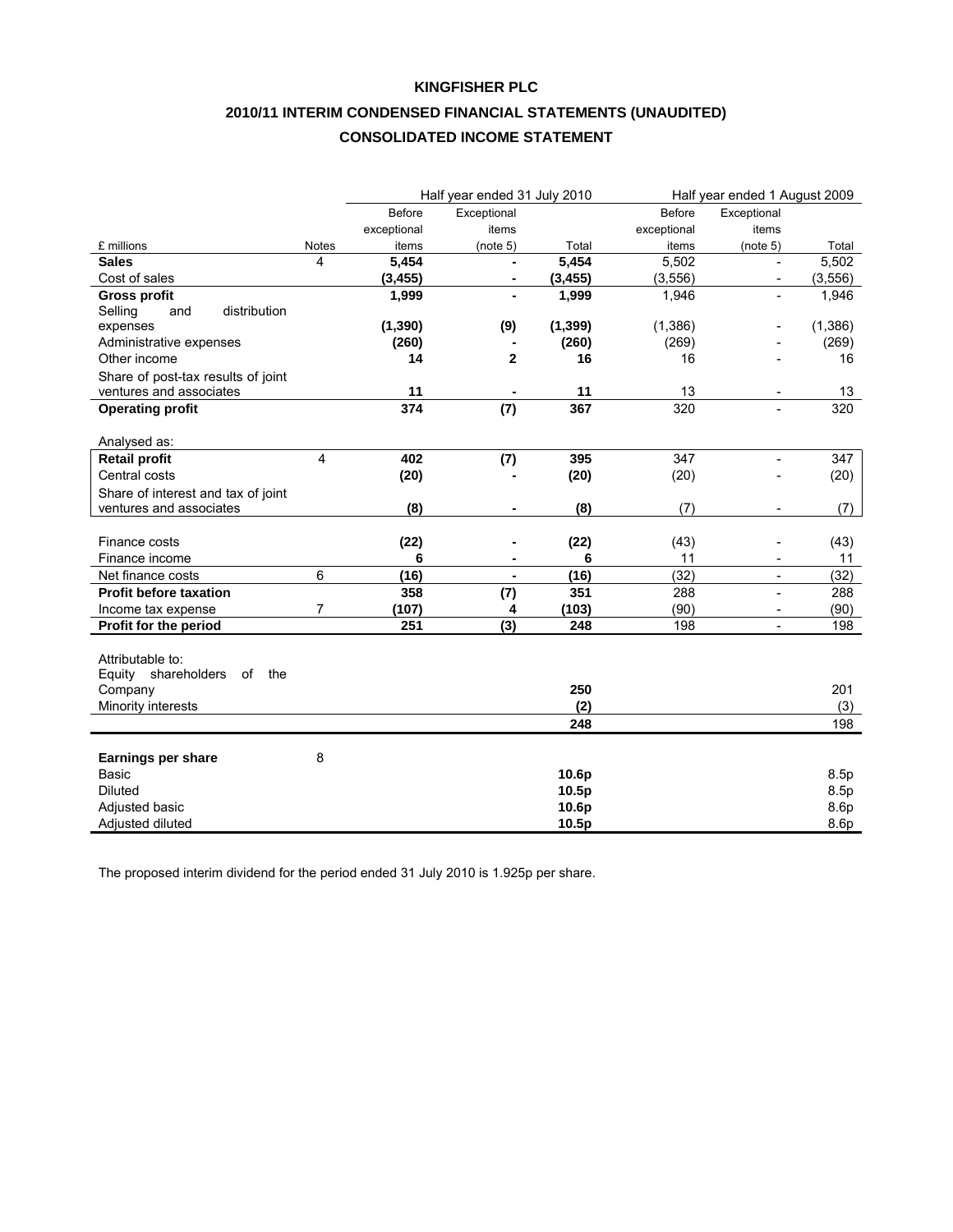# KINGFISHER PLC

## 2010/11 INTERIM CONDENSED FINANCIAL STATEMENTS (UNAUDITED)

## CONSOLIDATED INCOME STATEMENT

| £ millions | Notes | Half year ended 31 July 2010 Before exceptional items | Exceptional items (note 5) | Total | Half year ended 1 August 2009 Before exceptional items | Exceptional items (note 5) | Total |
|---|---|---|---|---|---|---|---|
| **Sales** | 4 | **5,454** | **-** | **5,454** | 5,502 | - | 5,502 |
| Cost of sales | | **(3,455)** | **-** | **(3,455)** | (3,556) | - | (3,556) |
| **Gross profit** | | **1,999** | **-** | **1,999** | 1,946 | - | 1,946 |
| Selling and distribution expenses | | **(1,390)** | **(9)** | **(1,399)** | (1,386) | - | (1,386) |
| Administrative expenses | | **(260)** | **-** | **(260)** | (269) | - | (269) |
| Other income | | **14** | **2** | **16** | 16 | - | 16 |
| Share of post-tax results of joint ventures and associates | | **11** | **-** | **11** | 13 | - | 13 |
| **Operating profit** | | **374** | **(7)** | **367** | 320 | - | 320 |
| Analysed as: | | | | | | | |
| **Retail profit** | 4 | **402** | **(7)** | **395** | 347 | - | 347 |
| Central costs | | **(20)** | **-** | **(20)** | (20) | - | (20) |
| Share of interest and tax of joint ventures and associates | | **(8)** | **-** | **(8)** | (7) | - | (7) |
| Finance costs | | **(22)** | **-** | **(22)** | (43) | - | (43) |
| Finance income | | **6** | **-** | **6** | 11 | - | 11 |
| Net finance costs | 6 | **(16)** | **-** | **(16)** | (32) | - | (32) |
| **Profit before taxation** | | **358** | **(7)** | **351** | 288 | - | 288 |
| Income tax expense | 7 | **(107)** | **4** | **(103)** | (90) | - | (90) |
| **Profit for the period** | | **251** | **(3)** | **248** | 198 | - | 198 |
| Attributable to: | | | | | | | |
| Equity shareholders of the Company | | | | **250** | | | 201 |
| Minority interests | | | | **(2)** | | | (3) |
| | | | | **248** | | | 198 |
| **Earnings per share** | 8 | | | | | | |
| Basic | | | | **10.6p** | | | 8.5p |
| Diluted | | | | **10.5p** | | | 8.5p |
| Adjusted basic | | | | **10.6p** | | | 8.6p |
| Adjusted diluted | | | | **10.5p** | | | 8.6p |

The proposed interim dividend for the period ended 31 July 2010 is 1.925p per share.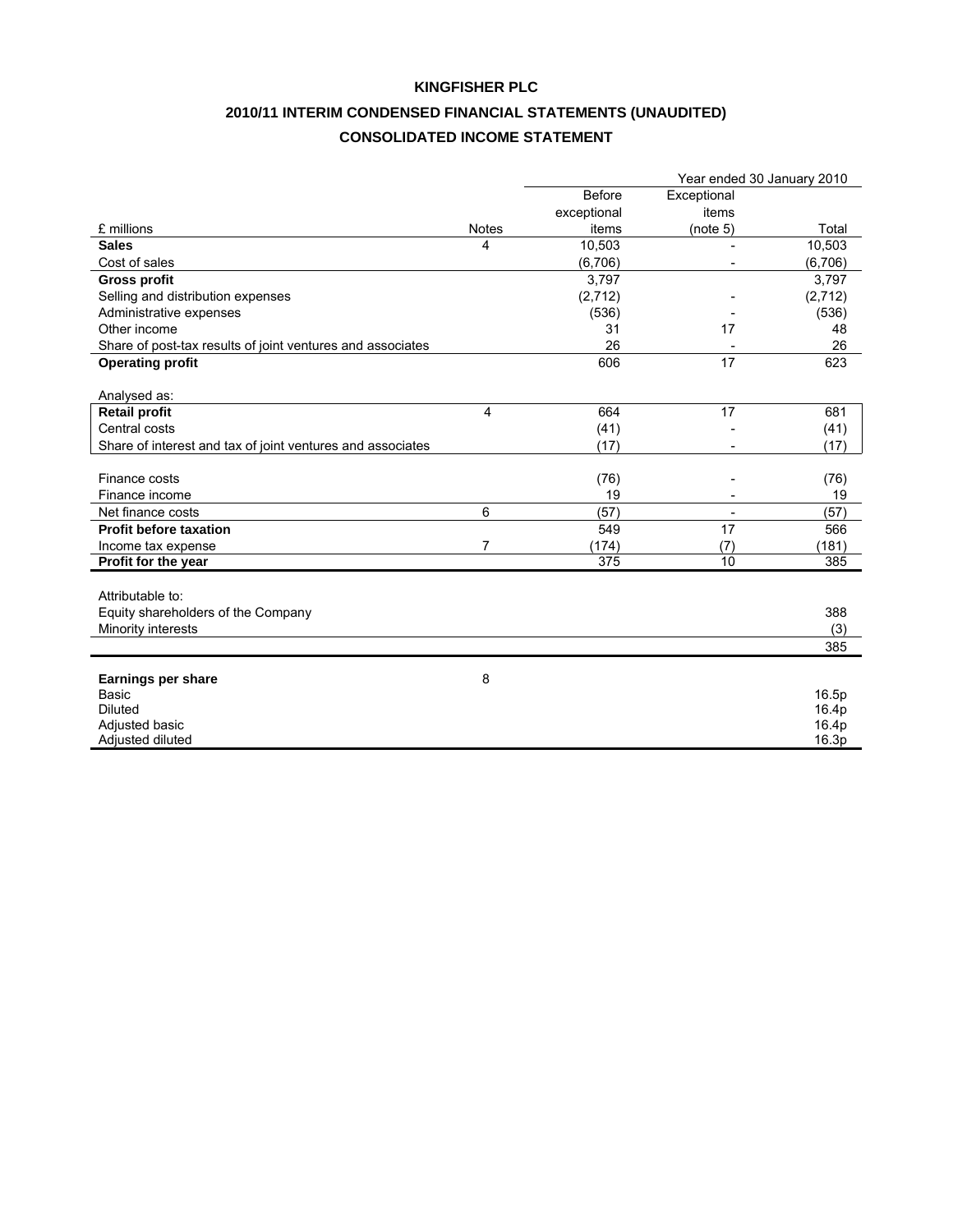**KINGFISHER PLC**

**2010/11 INTERIM CONDENSED FINANCIAL STATEMENTS (UNAUDITED)**

**CONSOLIDATED INCOME STATEMENT**

| | | Year ended 30 January 2010 | | |
|---|---|---|---|---|
| £ millions | Notes | Before exceptional items | Exceptional items (note 5) | Total |
| **Sales** | 4 | 10,503 | - | 10,503 |
| Cost of sales | | (6,706) | - | (6,706) |
| **Gross profit** | | 3,797 | | 3,797 |
| Selling and distribution expenses | | (2,712) | - | (2,712) |
| Administrative expenses | | (536) | - | (536) |
| Other income | | 31 | 17 | 48 |
| Share of post-tax results of joint ventures and associates | | 26 | - | 26 |
| **Operating profit** | | 606 | 17 | 623 |
| | | | | |
| Analysed as: | | | | |
| **Retail profit** | 4 | 664 | 17 | 681 |
| Central costs | | (41) | - | (41) |
| Share of interest and tax of joint ventures and associates | | (17) | - | (17) |
| | | | | |
| Finance costs | | (76) | - | (76) |
| Finance income | | 19 | - | 19 |
| Net finance costs | 6 | (57) | - | (57) |
| **Profit before taxation** | | 549 | 17 | 566 |
| Income tax expense | 7 | (174) | (7) | (181) |
| **Profit for the year** | | 375 | 10 | 385 |
| | | | | |
| Attributable to: | | | | |
| Equity shareholders of the Company | | | | 388 |
| Minority interests | | | | (3) |
| | | | | 385 |
| | | | | |
| **Earnings per share** | 8 | | | |
| Basic | | | | 16.5p |
| Diluted | | | | 16.4p |
| Adjusted basic | | | | 16.4p |
| Adjusted diluted | | | | 16.3p |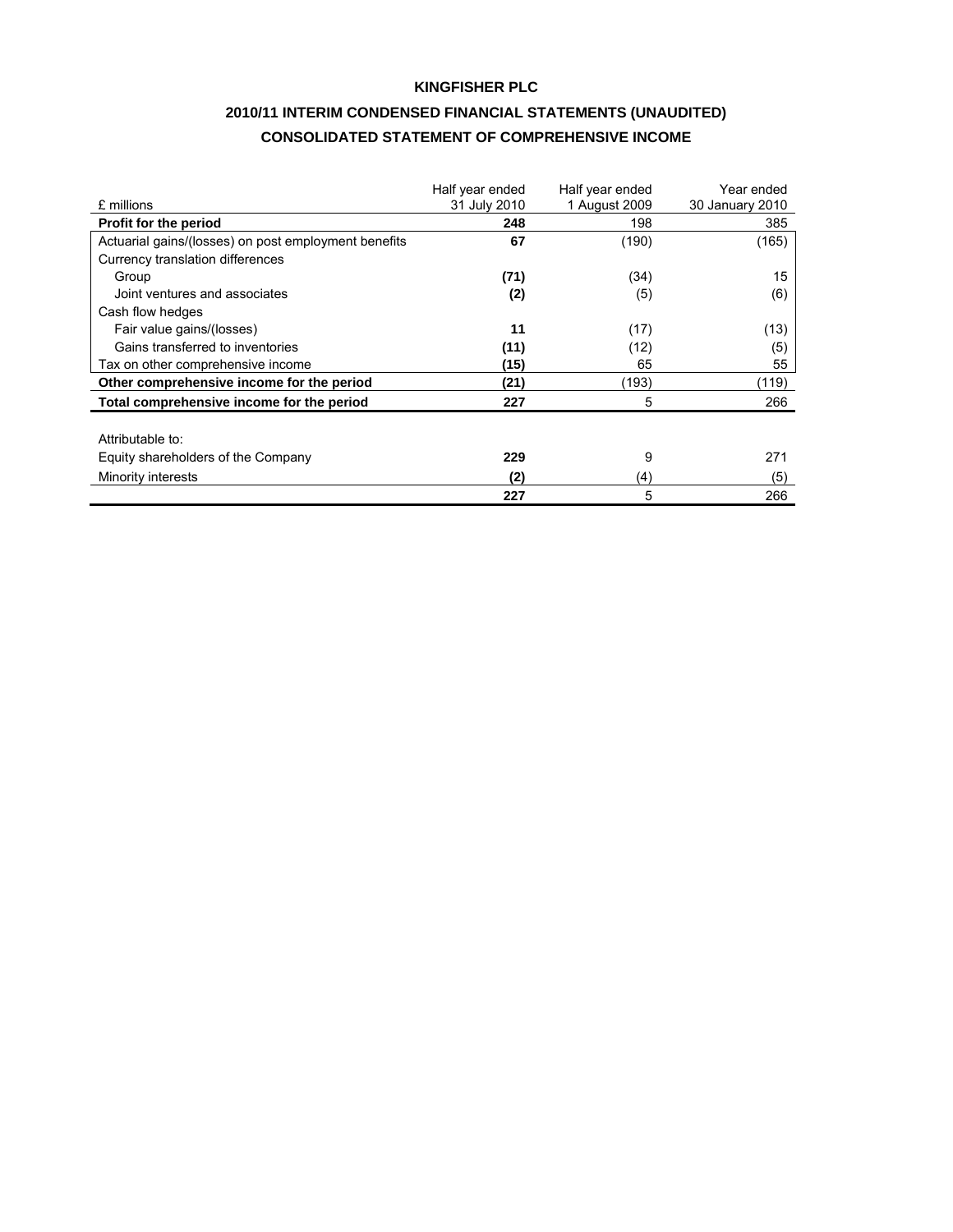**KINGFISHER PLC**

**2010/11 INTERIM CONDENSED FINANCIAL STATEMENTS (UNAUDITED)**

**CONSOLIDATED STATEMENT OF COMPREHENSIVE INCOME**

| £ millions | Half year ended 31 July 2010 | Half year ended 1 August 2009 | Year ended 30 January 2010 |
|---|---|---|---|
| **Profit for the period** | **248** | 198 | 385 |
| Actuarial gains/(losses) on post employment benefits | **67** | (190) | (165) |
| Currency translation differences | | | |
| Group | **(71)** | (34) | 15 |
| Joint ventures and associates | **(2)** | (5) | (6) |
| Cash flow hedges | | | |
| Fair value gains/(losses) | **11** | (17) | (13) |
| Gains transferred to inventories | **(11)** | (12) | (5) |
| Tax on other comprehensive income | **(15)** | 65 | 55 |
| **Other comprehensive income for the period** | **(21)** | (193) | (119) |
| **Total comprehensive income for the period** | **227** | 5 | 266 |
| | | | |
| Attributable to: | | | |
| Equity shareholders of the Company | **229** | 9 | 271 |
| Minority interests | **(2)** | (4) | (5) |
| | **227** | 5 | 266 |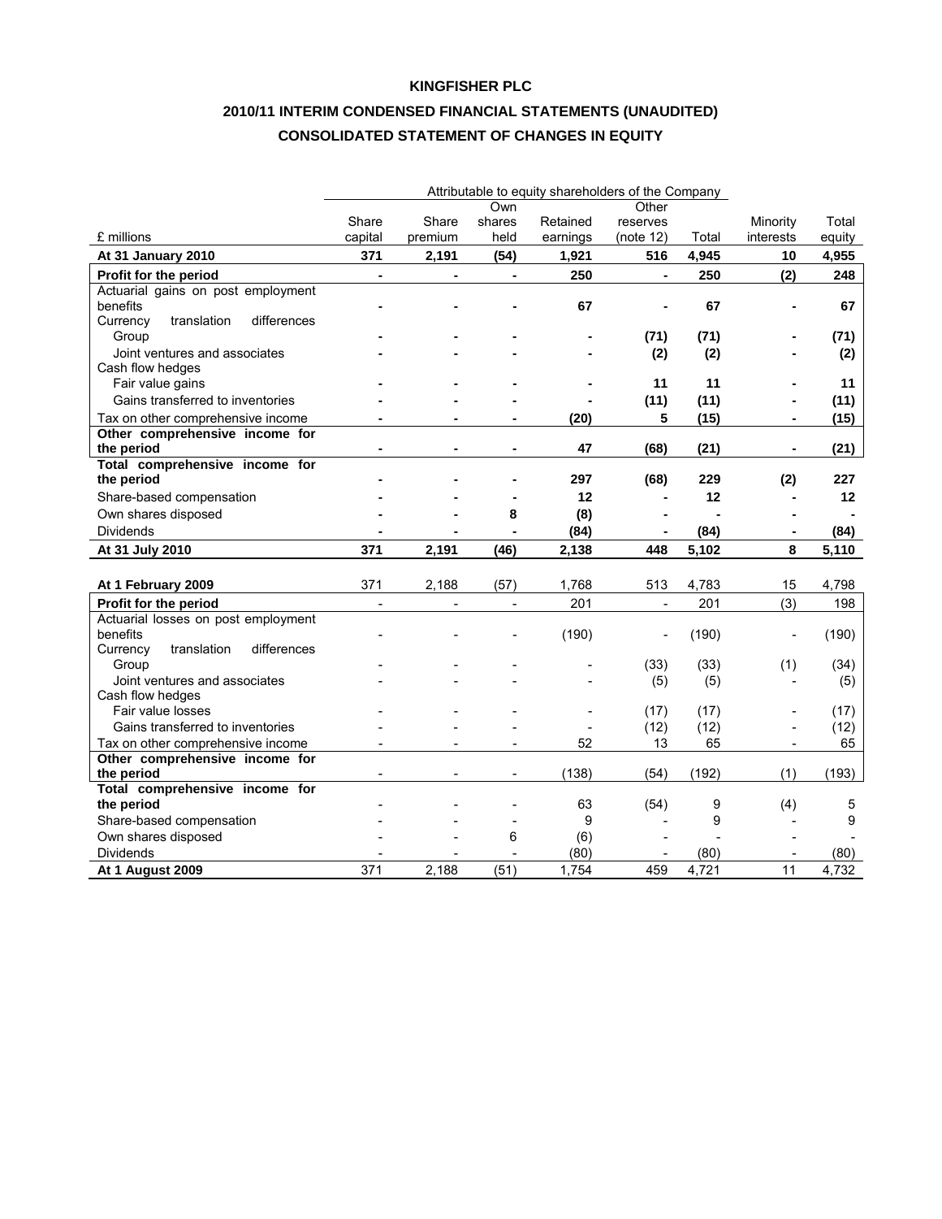**KINGFISHER PLC**

**2010/11 INTERIM CONDENSED FINANCIAL STATEMENTS (UNAUDITED)**

**CONSOLIDATED STATEMENT OF CHANGES IN EQUITY**

| £ millions | Share capital | Share premium | Own shares held | Retained earnings | Other reserves (note 12) | Total | Minority interests | Total equity |
|---|---|---|---|---|---|---|---|---|
| | Attributable to equity shareholders of the Company | | | | | | | |
| **At 31 January 2010** | **371** | **2,191** | **(54)** | **1,921** | **516** | **4,945** | **10** | **4,955** |
| **Profit for the period** | **-** | **-** | **-** | **250** | **-** | **250** | **(2)** | **248** |
| Actuarial gains on post employment benefits | **-** | **-** | **-** | **67** | **-** | **67** | **-** | **67** |
| Currency translation differences | | | | | | | | |
| Group | **-** | **-** | **-** | **-** | **(71)** | **(71)** | **-** | **(71)** |
| Joint ventures and associates | **-** | **-** | **-** | **-** | **(2)** | **(2)** | **-** | **(2)** |
| Cash flow hedges | | | | | | | | |
| Fair value gains | **-** | **-** | **-** | **-** | **11** | **11** | **-** | **11** |
| Gains transferred to inventories | **-** | **-** | **-** | **-** | **(11)** | **(11)** | **-** | **(11)** |
| Tax on other comprehensive income | **-** | **-** | **-** | **(20)** | **5** | **(15)** | **-** | **(15)** |
| **Other comprehensive income for the period** | **-** | **-** | **-** | **47** | **(68)** | **(21)** | **-** | **(21)** |
| **Total comprehensive income for the period** | **-** | **-** | **-** | **297** | **(68)** | **229** | **(2)** | **227** |
| Share-based compensation | **-** | **-** | **-** | **12** | **-** | **12** | **-** | **12** |
| Own shares disposed | **-** | **-** | **8** | **(8)** | **-** | **-** | **-** | **-** |
| Dividends | **-** | **-** | **-** | **(84)** | **-** | **(84)** | **-** | **(84)** |
| **At 31 July 2010** | **371** | **2,191** | **(46)** | **2,138** | **448** | **5,102** | **8** | **5,110** |
| | | | | | | | | |
| **At 1 February 2009** | 371 | 2,188 | (57) | 1,768 | 513 | 4,783 | 15 | 4,798 |
| **Profit for the period** | - | - | - | 201 | - | 201 | (3) | 198 |
| Actuarial losses on post employment benefits | - | - | - | (190) | - | (190) | - | (190) |
| Currency translation differences | | | | | | | | |
| Group | - | - | - | - | (33) | (33) | (1) | (34) |
| Joint ventures and associates | - | - | - | - | (5) | (5) | - | (5) |
| Cash flow hedges | | | | | | | | |
| Fair value losses | - | - | - | - | (17) | (17) | - | (17) |
| Gains transferred to inventories | - | - | - | - | (12) | (12) | - | (12) |
| Tax on other comprehensive income | - | - | - | 52 | 13 | 65 | - | 65 |
| **Other comprehensive income for the period** | - | - | - | (138) | (54) | (192) | (1) | (193) |
| **Total comprehensive income for the period** | - | - | - | 63 | (54) | 9 | (4) | 5 |
| Share-based compensation | - | - | - | 9 | - | 9 | - | 9 |
| Own shares disposed | - | - | 6 | (6) | - | - | - | - |
| Dividends | - | - | - | (80) | - | (80) | - | (80) |
| **At 1 August 2009** | 371 | 2,188 | (51) | 1,754 | 459 | 4,721 | 11 | 4,732 |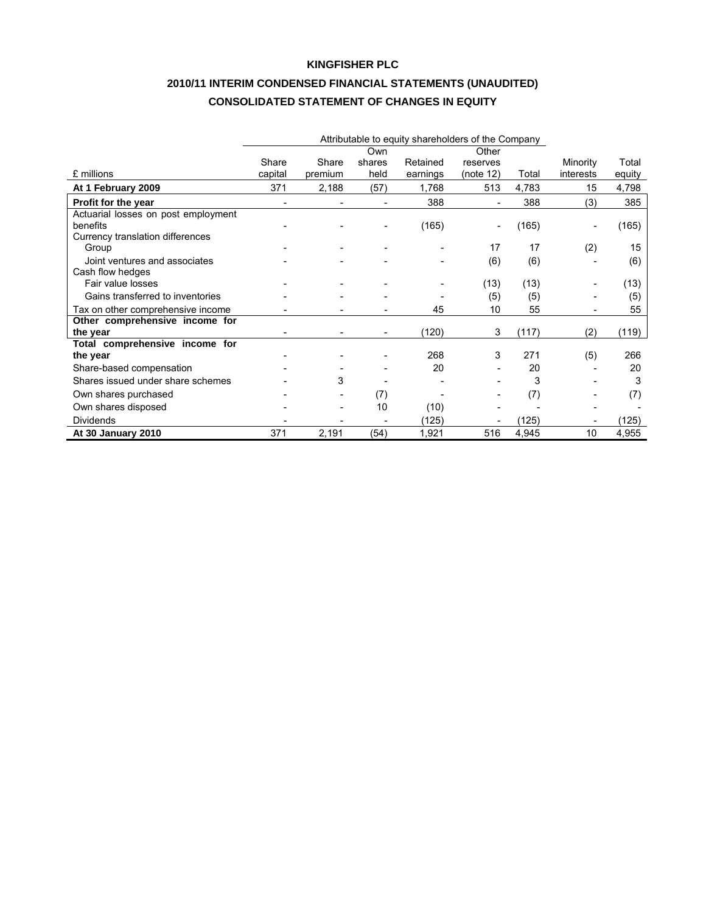**KINGFISHER PLC**

**2010/11 INTERIM CONDENSED FINANCIAL STATEMENTS (UNAUDITED)**

**CONSOLIDATED STATEMENT OF CHANGES IN EQUITY**

| | Attributable to equity shareholders of the Company | | | | | | | |
|---|---|---|---|---|---|---|---|---|
| £ millions | Share capital | Share premium | Own shares held | Retained earnings | Other reserves (note 12) | Total | Minority interests | Total equity |
| **At 1 February 2009** | 371 | 2,188 | (57) | 1,768 | 513 | 4,783 | 15 | 4,798 |
| **Profit for the year** | - | - | - | 388 | - | 388 | (3) | 385 |
| Actuarial losses on post employment benefits | - | - | - | (165) | - | (165) | - | (165) |
| Currency translation differences | | | | | | | | |
| Group | - | - | - | - | 17 | 17 | (2) | 15 |
| Joint ventures and associates | - | - | - | - | (6) | (6) | - | (6) |
| Cash flow hedges | | | | | | | | |
| Fair value losses | - | - | - | - | (13) | (13) | - | (13) |
| Gains transferred to inventories | - | - | - | - | (5) | (5) | - | (5) |
| Tax on other comprehensive income | - | - | - | 45 | 10 | 55 | - | 55 |
| **Other comprehensive income for the year** | - | - | - | (120) | 3 | (117) | (2) | (119) |
| **Total comprehensive income for the year** | - | - | - | 268 | 3 | 271 | (5) | 266 |
| Share-based compensation | - | - | - | 20 | - | 20 | - | 20 |
| Shares issued under share schemes | - | 3 | - | - | - | 3 | - | 3 |
| Own shares purchased | - | - | (7) | - | - | (7) | - | (7) |
| Own shares disposed | - | - | 10 | (10) | - | - | - | - |
| Dividends | - | - | - | (125) | - | (125) | - | (125) |
| **At 30 January 2010** | 371 | 2,191 | (54) | 1,921 | 516 | 4,945 | 10 | 4,955 |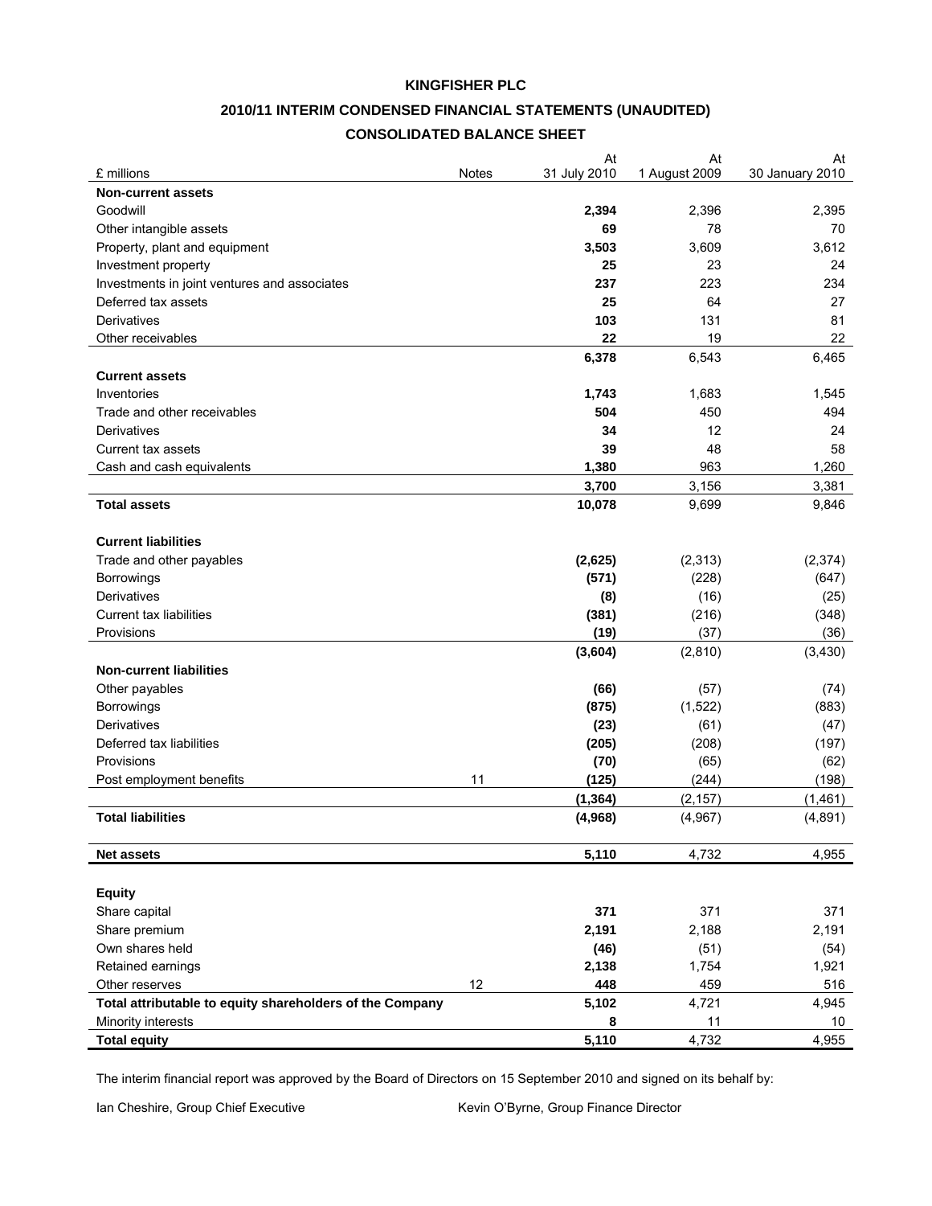**KINGFISHER PLC**

**2010/11 INTERIM CONDENSED FINANCIAL STATEMENTS (UNAUDITED)**

**CONSOLIDATED BALANCE SHEET**

| £ millions | Notes | At 31 July 2010 | At 1 August 2009 | At 30 January 2010 |
|---|---|---|---|---|
| **Non-current assets** | | | | |
| Goodwill | | **2,394** | 2,396 | 2,395 |
| Other intangible assets | | **69** | 78 | 70 |
| Property, plant and equipment | | **3,503** | 3,609 | 3,612 |
| Investment property | | **25** | 23 | 24 |
| Investments in joint ventures and associates | | **237** | 223 | 234 |
| Deferred tax assets | | **25** | 64 | 27 |
| Derivatives | | **103** | 131 | 81 |
| Other receivables | | **22** | 19 | 22 |
| | | **6,378** | 6,543 | 6,465 |
| **Current assets** | | | | |
| Inventories | | **1,743** | 1,683 | 1,545 |
| Trade and other receivables | | **504** | 450 | 494 |
| Derivatives | | **34** | 12 | 24 |
| Current tax assets | | **39** | 48 | 58 |
| Cash and cash equivalents | | **1,380** | 963 | 1,260 |
| | | **3,700** | 3,156 | 3,381 |
| **Total assets** | | **10,078** | 9,699 | 9,846 |
| | | | | |
| **Current liabilities** | | | | |
| Trade and other payables | | **(2,625)** | (2,313) | (2,374) |
| Borrowings | | **(571)** | (228) | (647) |
| Derivatives | | **(8)** | (16) | (25) |
| Current tax liabilities | | **(381)** | (216) | (348) |
| Provisions | | **(19)** | (37) | (36) |
| | | **(3,604)** | (2,810) | (3,430) |
| **Non-current liabilities** | | | | |
| Other payables | | **(66)** | (57) | (74) |
| Borrowings | | **(875)** | (1,522) | (883) |
| Derivatives | | **(23)** | (61) | (47) |
| Deferred tax liabilities | | **(205)** | (208) | (197) |
| Provisions | | **(70)** | (65) | (62) |
| Post employment benefits | 11 | **(125)** | (244) | (198) |
| | | **(1,364)** | (2,157) | (1,461) |
| **Total liabilities** | | **(4,968)** | (4,967) | (4,891) |
| | | | | |
| **Net assets** | | **5,110** | 4,732 | 4,955 |
| | | | | |
| **Equity** | | | | |
| Share capital | | **371** | 371 | 371 |
| Share premium | | **2,191** | 2,188 | 2,191 |
| Own shares held | | **(46)** | (51) | (54) |
| Retained earnings | | **2,138** | 1,754 | 1,921 |
| Other reserves | 12 | **448** | 459 | 516 |
| **Total attributable to equity shareholders of the Company** | | **5,102** | 4,721 | 4,945 |
| Minority interests | | **8** | 11 | 10 |
| **Total equity** | | **5,110** | 4,732 | 4,955 |

The interim financial report was approved by the Board of Directors on 15 September 2010 and signed on its behalf by:

Ian Cheshire, Group Chief Executive

Kevin O'Byrne, Group Finance Director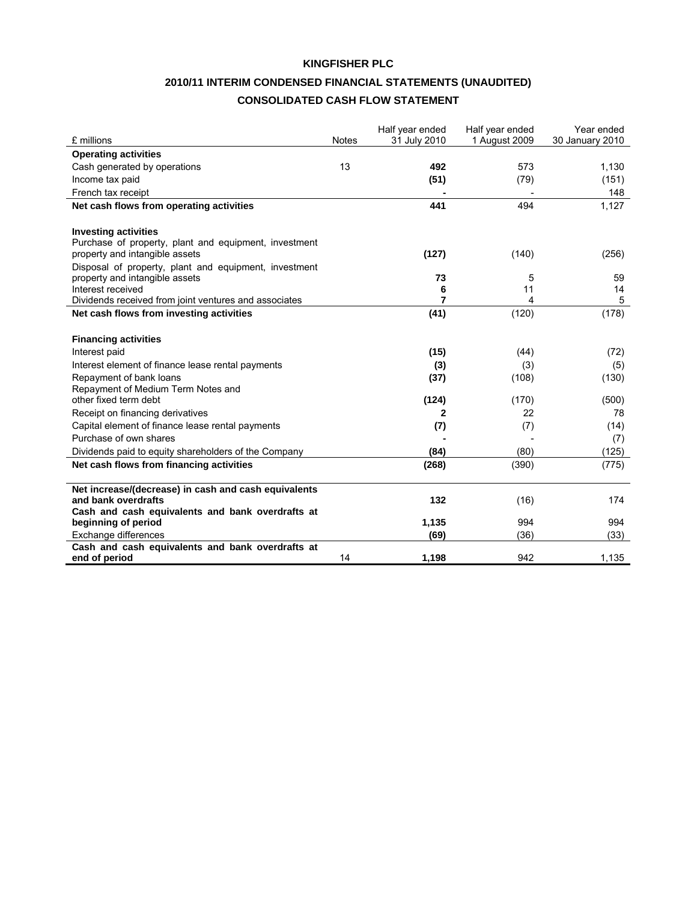**KINGFISHER PLC**

**2010/11 INTERIM CONDENSED FINANCIAL STATEMENTS (UNAUDITED)**

**CONSOLIDATED CASH FLOW STATEMENT**

| £ millions | Notes | Half year ended 31 July 2010 | Half year ended 1 August 2009 | Year ended 30 January 2010 |
|---|---|---|---|---|
| **Operating activities** | | | | |
| Cash generated by operations | 13 | **492** | 573 | 1,130 |
| Income tax paid | | **(51)** | (79) | (151) |
| French tax receipt | | **-** | - | 148 |
| **Net cash flows from operating activities** | | **441** | 494 | 1,127 |
| | | | | |
| **Investing activities** | | | | |
| Purchase of property, plant and equipment, investment property and intangible assets | | **(127)** | (140) | (256) |
| Disposal of property, plant and equipment, investment property and intangible assets | | **73** | 5 | 59 |
| Interest received | | **6** | 11 | 14 |
| Dividends received from joint ventures and associates | | **7** | 4 | 5 |
| **Net cash flows from investing activities** | | **(41)** | (120) | (178) |
| | | | | |
| **Financing activities** | | | | |
| Interest paid | | **(15)** | (44) | (72) |
| Interest element of finance lease rental payments | | **(3)** | (3) | (5) |
| Repayment of bank loans | | **(37)** | (108) | (130) |
| Repayment of Medium Term Notes and other fixed term debt | | **(124)** | (170) | (500) |
| Receipt on financing derivatives | | **2** | 22 | 78 |
| Capital element of finance lease rental payments | | **(7)** | (7) | (14) |
| Purchase of own shares | | **-** | - | (7) |
| Dividends paid to equity shareholders of the Company | | **(84)** | (80) | (125) |
| **Net cash flows from financing activities** | | **(268)** | (390) | (775) |
| | | | | |
| **Net increase/(decrease) in cash and cash equivalents and bank overdrafts** | | **132** | (16) | 174 |
| **Cash and cash equivalents and bank overdrafts at beginning of period** | | **1,135** | 994 | 994 |
| Exchange differences | | **(69)** | (36) | (33) |
| **Cash and cash equivalents and bank overdrafts at end of period** | 14 | **1,198** | 942 | 1,135 |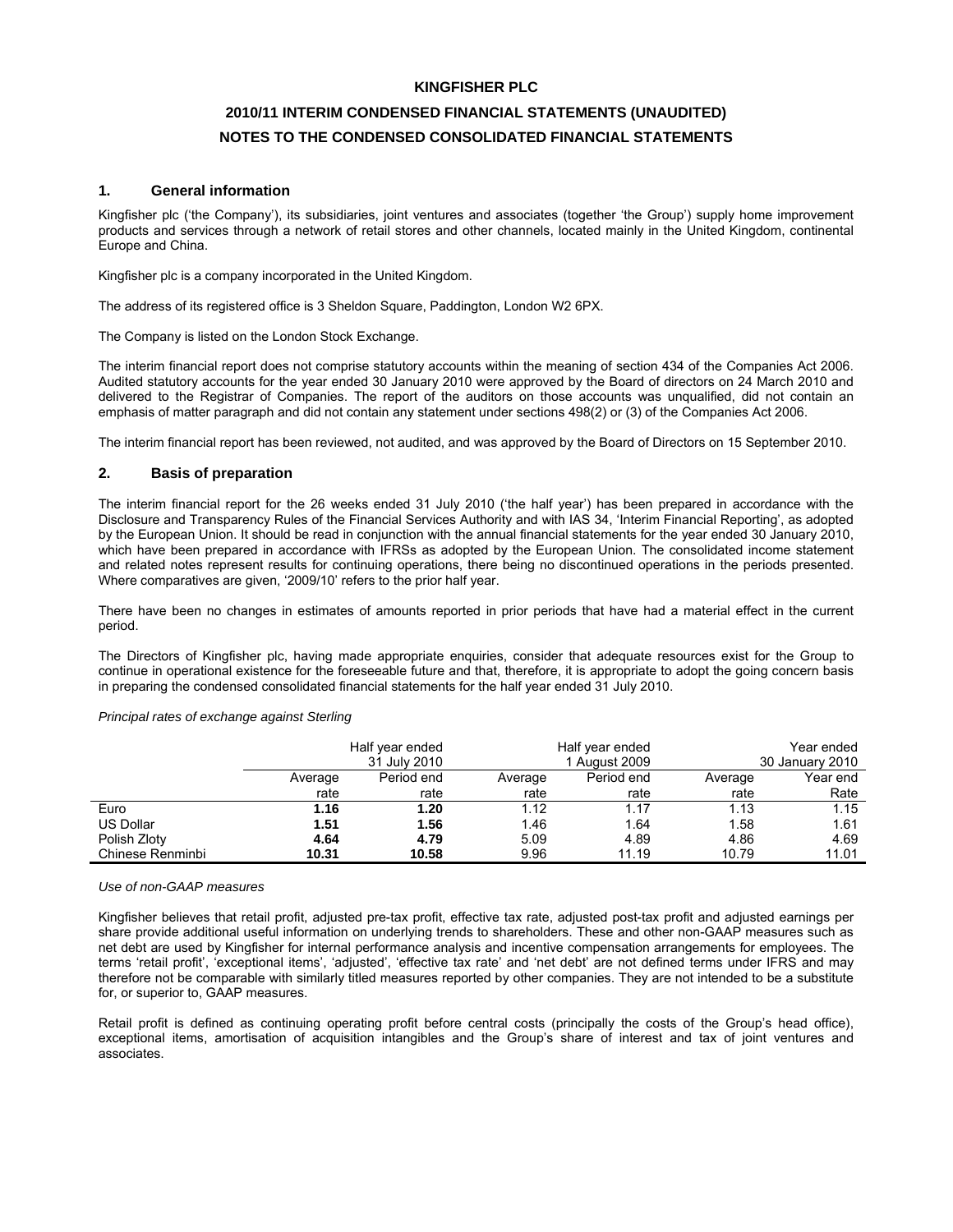**KINGFISHER PLC**

**2010/11 INTERIM CONDENSED FINANCIAL STATEMENTS (UNAUDITED)**

**NOTES TO THE CONDENSED CONSOLIDATED FINANCIAL STATEMENTS**

## 1. General information

Kingfisher plc ('the Company'), its subsidiaries, joint ventures and associates (together 'the Group') supply home improvement products and services through a network of retail stores and other channels, located mainly in the United Kingdom, continental Europe and China.

Kingfisher plc is a company incorporated in the United Kingdom.

The address of its registered office is 3 Sheldon Square, Paddington, London W2 6PX.

The Company is listed on the London Stock Exchange.

The interim financial report does not comprise statutory accounts within the meaning of section 434 of the Companies Act 2006. Audited statutory accounts for the year ended 30 January 2010 were approved by the Board of directors on 24 March 2010 and delivered to the Registrar of Companies. The report of the auditors on those accounts was unqualified, did not contain an emphasis of matter paragraph and did not contain any statement under sections 498(2) or (3) of the Companies Act 2006.

The interim financial report has been reviewed, not audited, and was approved by the Board of Directors on 15 September 2010.

## 2. Basis of preparation

The interim financial report for the 26 weeks ended 31 July 2010 ('the half year') has been prepared in accordance with the Disclosure and Transparency Rules of the Financial Services Authority and with IAS 34, 'Interim Financial Reporting', as adopted by the European Union. It should be read in conjunction with the annual financial statements for the year ended 30 January 2010, which have been prepared in accordance with IFRSs as adopted by the European Union. The consolidated income statement and related notes represent results for continuing operations, there being no discontinued operations in the periods presented. Where comparatives are given, '2009/10' refers to the prior half year.

There have been no changes in estimates of amounts reported in prior periods that have had a material effect in the current period.

The Directors of Kingfisher plc, having made appropriate enquiries, consider that adequate resources exist for the Group to continue in operational existence for the foreseeable future and that, therefore, it is appropriate to adopt the going concern basis in preparing the condensed consolidated financial statements for the half year ended 31 July 2010.

*Principal rates of exchange against Sterling*

| | Half year ended 31 July 2010 | | Half year ended 1 August 2009 | | Year ended 30 January 2010 | |
|---|---|---|---|---|---|---|
| | Average rate | Period end rate | Average rate | Period end rate | Average rate | Year end Rate |
| Euro | **1.16** | **1.20** | 1.12 | 1.17 | 1.13 | 1.15 |
| US Dollar | **1.51** | **1.56** | 1.46 | 1.64 | 1.58 | 1.61 |
| Polish Zloty | **4.64** | **4.79** | 5.09 | 4.89 | 4.86 | 4.69 |
| Chinese Renminbi | **10.31** | **10.58** | 9.96 | 11.19 | 10.79 | 11.01 |

*Use of non-GAAP measures*

Kingfisher believes that retail profit, adjusted pre-tax profit, effective tax rate, adjusted post-tax profit and adjusted earnings per share provide additional useful information on underlying trends to shareholders. These and other non-GAAP measures such as net debt are used by Kingfisher for internal performance analysis and incentive compensation arrangements for employees. The terms 'retail profit', 'exceptional items', 'adjusted', 'effective tax rate' and 'net debt' are not defined terms under IFRS and may therefore not be comparable with similarly titled measures reported by other companies. They are not intended to be a substitute for, or superior to, GAAP measures.

Retail profit is defined as continuing operating profit before central costs (principally the costs of the Group's head office), exceptional items, amortisation of acquisition intangibles and the Group's share of interest and tax of joint ventures and associates.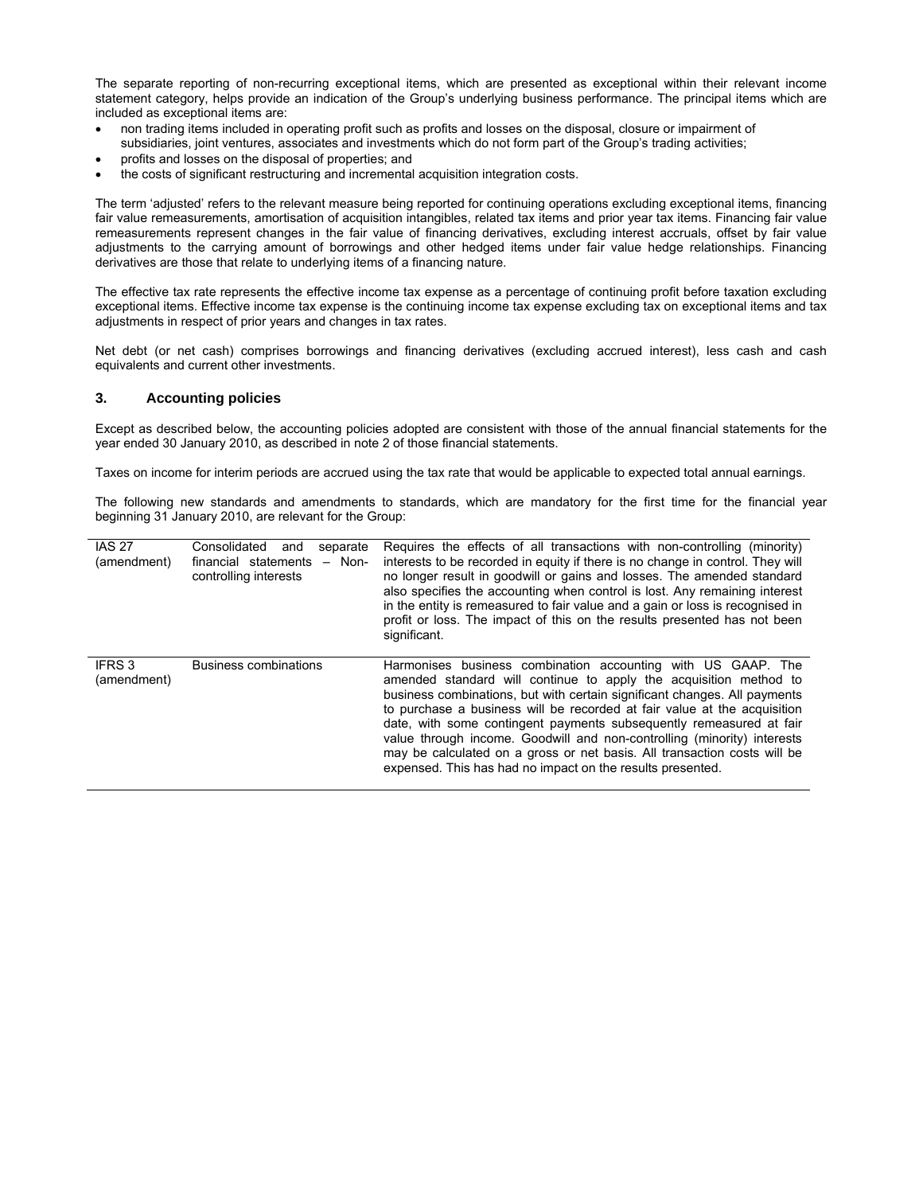The separate reporting of non-recurring exceptional items, which are presented as exceptional within their relevant income statement category, helps provide an indication of the Group's underlying business performance. The principal items which are included as exceptional items are:

- non trading items included in operating profit such as profits and losses on the disposal, closure or impairment of subsidiaries, joint ventures, associates and investments which do not form part of the Group's trading activities;
- profits and losses on the disposal of properties; and
- the costs of significant restructuring and incremental acquisition integration costs.

The term 'adjusted' refers to the relevant measure being reported for continuing operations excluding exceptional items, financing fair value remeasurements, amortisation of acquisition intangibles, related tax items and prior year tax items. Financing fair value remeasurements represent changes in the fair value of financing derivatives, excluding interest accruals, offset by fair value adjustments to the carrying amount of borrowings and other hedged items under fair value hedge relationships. Financing derivatives are those that relate to underlying items of a financing nature.

The effective tax rate represents the effective income tax expense as a percentage of continuing profit before taxation excluding exceptional items. Effective income tax expense is the continuing income tax expense excluding tax on exceptional items and tax adjustments in respect of prior years and changes in tax rates.

Net debt (or net cash) comprises borrowings and financing derivatives (excluding accrued interest), less cash and cash equivalents and current other investments.

## 3. Accounting policies

Except as described below, the accounting policies adopted are consistent with those of the annual financial statements for the year ended 30 January 2010, as described in note 2 of those financial statements.

Taxes on income for interim periods are accrued using the tax rate that would be applicable to expected total annual earnings.

The following new standards and amendments to standards, which are mandatory for the first time for the financial year beginning 31 January 2010, are relevant for the Group:

| | | |
|---|---|---|
| IAS 27 (amendment) | Consolidated and separate financial statements – Non-controlling interests | Requires the effects of all transactions with non-controlling (minority) interests to be recorded in equity if there is no change in control. They will no longer result in goodwill or gains and losses. The amended standard also specifies the accounting when control is lost. Any remaining interest in the entity is remeasured to fair value and a gain or loss is recognised in profit or loss. The impact of this on the results presented has not been significant. |
| IFRS 3 (amendment) | Business combinations | Harmonises business combination accounting with US GAAP. The amended standard will continue to apply the acquisition method to business combinations, but with certain significant changes. All payments to purchase a business will be recorded at fair value at the acquisition date, with some contingent payments subsequently remeasured at fair value through income. Goodwill and non-controlling (minority) interests may be calculated on a gross or net basis. All transaction costs will be expensed. This has had no impact on the results presented. |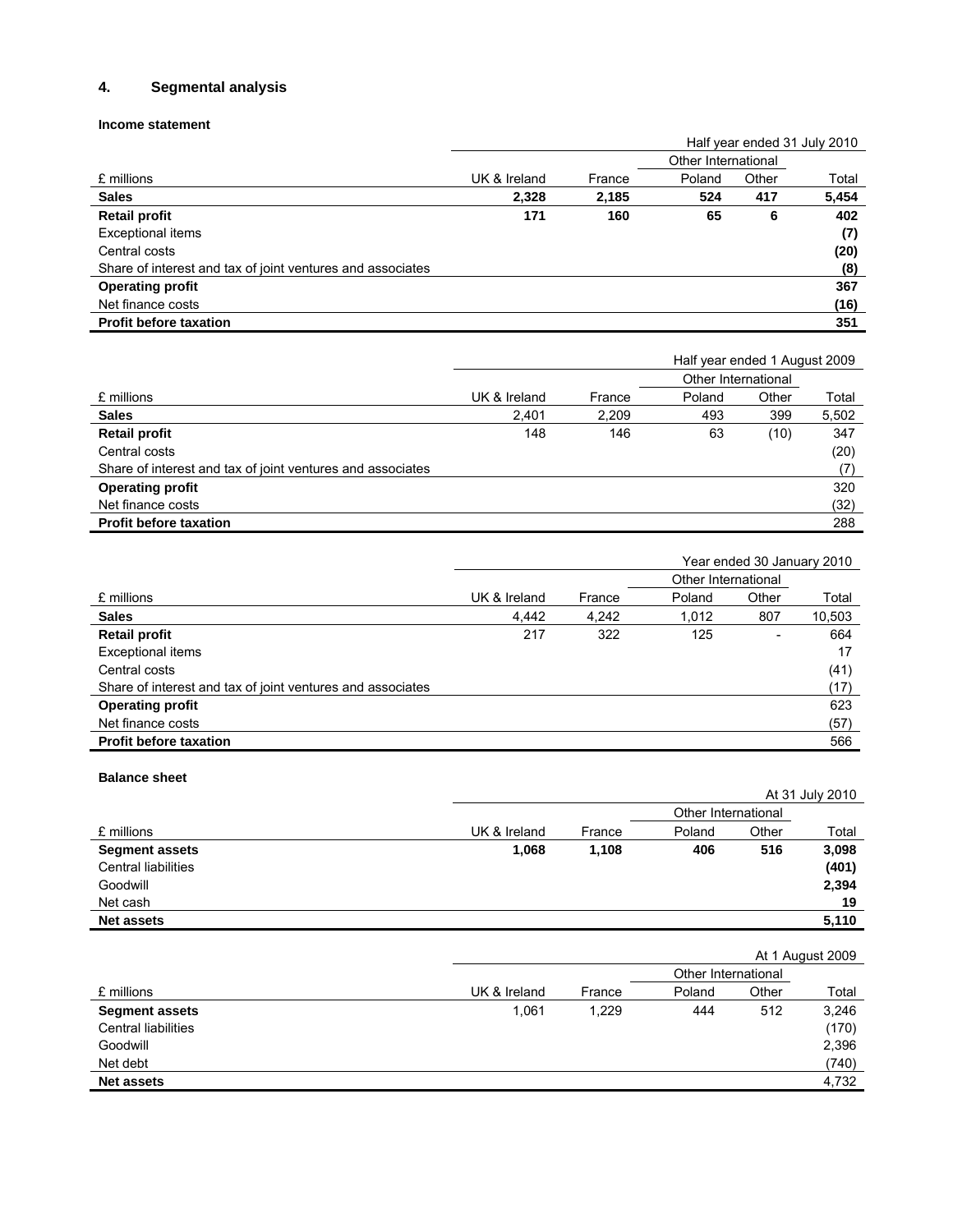## 4. Segmental analysis

### Income statement

| £ millions | UK & Ireland | France | Poland | Other | Total |
|---|---|---|---|---|---|
| | | | Other International | | |
| | | | | | Half year ended 31 July 2010 |
| **Sales** | **2,328** | **2,185** | **524** | **417** | **5,454** |
| **Retail profit** | **171** | **160** | **65** | **6** | **402** |
| Exceptional items | | | | | **(7)** |
| Central costs | | | | | **(20)** |
| Share of interest and tax of joint ventures and associates | | | | | **(8)** |
| **Operating profit** | | | | | **367** |
| Net finance costs | | | | | **(16)** |
| **Profit before taxation** | | | | | **351** |

| £ millions | UK & Ireland | France | Poland | Other | Total |
|---|---|---|---|---|---|
| | | | Other International | | |
| | | | | | Half year ended 1 August 2009 |
| **Sales** | 2,401 | 2,209 | 493 | 399 | 5,502 |
| **Retail profit** | 148 | 146 | 63 | (10) | 347 |
| Central costs | | | | | (20) |
| Share of interest and tax of joint ventures and associates | | | | | (7) |
| **Operating profit** | | | | | 320 |
| Net finance costs | | | | | (32) |
| **Profit before taxation** | | | | | 288 |

| £ millions | UK & Ireland | France | Poland | Other | Total |
|---|---|---|---|---|---|
| | | | Other International | | |
| | | | | | Year ended 30 January 2010 |
| **Sales** | 4,442 | 4,242 | 1,012 | 807 | 10,503 |
| **Retail profit** | 217 | 322 | 125 | - | 664 |
| Exceptional items | | | | | 17 |
| Central costs | | | | | (41) |
| Share of interest and tax of joint ventures and associates | | | | | (17) |
| **Operating profit** | | | | | 623 |
| Net finance costs | | | | | (57) |
| **Profit before taxation** | | | | | 566 |

### Balance sheet

| £ millions | UK & Ireland | France | Poland | Other | Total |
|---|---|---|---|---|---|
| | | | Other International | | |
| | | | | | At 31 July 2010 |
| **Segment assets** | **1,068** | **1,108** | **406** | **516** | **3,098** |
| Central liabilities | | | | | **(401)** |
| Goodwill | | | | | **2,394** |
| Net cash | | | | | **19** |
| **Net assets** | | | | | **5,110** |

| £ millions | UK & Ireland | France | Poland | Other | Total |
|---|---|---|---|---|---|
| | | | Other International | | |
| | | | | | At 1 August 2009 |
| **Segment assets** | 1,061 | 1,229 | 444 | 512 | 3,246 |
| Central liabilities | | | | | (170) |
| Goodwill | | | | | 2,396 |
| Net debt | | | | | (740) |
| **Net assets** | | | | | 4,732 |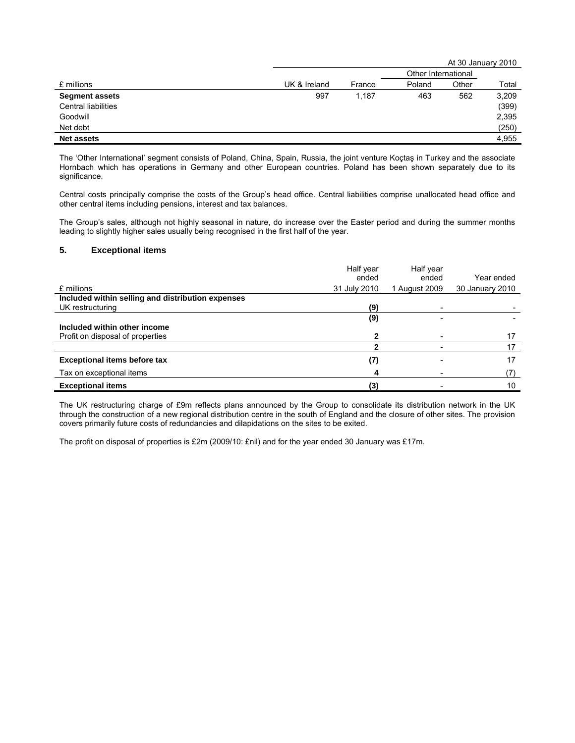| | | | At 30 January 2010 | | |
|---|---|---|---|---|---|
| | | | Other International | | |
| £ millions | UK & Ireland | France | Poland | Other | Total |
| **Segment assets** | 997 | 1,187 | 463 | 562 | 3,209 |
| Central liabilities | | | | | (399) |
| Goodwill | | | | | 2,395 |
| Net debt | | | | | (250) |
| **Net assets** | | | | | 4,955 |

The 'Other International' segment consists of Poland, China, Spain, Russia, the joint venture Koçtaş in Turkey and the associate Hornbach which has operations in Germany and other European countries. Poland has been shown separately due to its significance.

Central costs principally comprise the costs of the Group's head office. Central liabilities comprise unallocated head office and other central items including pensions, interest and tax balances.

The Group's sales, although not highly seasonal in nature, do increase over the Easter period and during the summer months leading to slightly higher sales usually being recognised in the first half of the year.

## 5. Exceptional items

| £ millions | Half year ended 31 July 2010 | Half year ended 1 August 2009 | Year ended 30 January 2010 |
|---|---|---|---|
| **Included within selling and distribution expenses** | | | |
| UK restructuring | **(9)** | - | - |
| | **(9)** | - | - |
| **Included within other income** | | | |
| Profit on disposal of properties | **2** | - | 17 |
| | **2** | - | 17 |
| **Exceptional items before tax** | **(7)** | - | 17 |
| Tax on exceptional items | **4** | - | (7) |
| **Exceptional items** | **(3)** | - | 10 |

The UK restructuring charge of £9m reflects plans announced by the Group to consolidate its distribution network in the UK through the construction of a new regional distribution centre in the south of England and the closure of other sites. The provision covers primarily future costs of redundancies and dilapidations on the sites to be exited.

The profit on disposal of properties is £2m (2009/10: £nil) and for the year ended 30 January was £17m.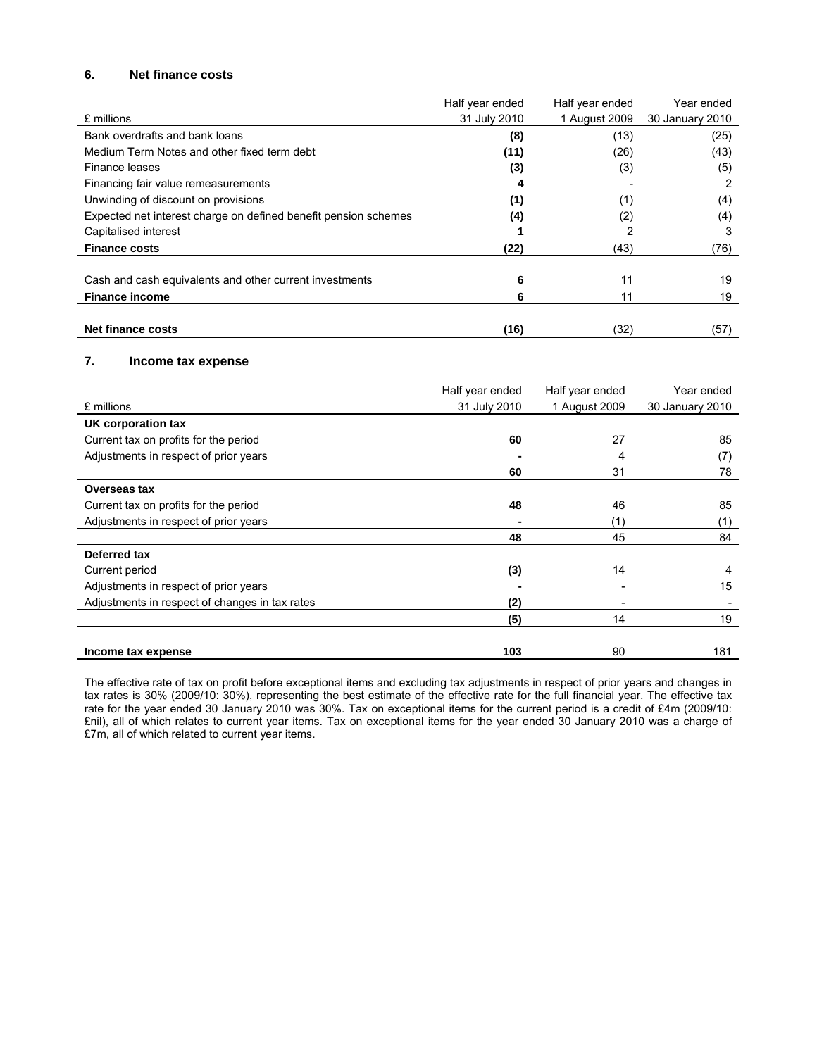## 6. Net finance costs

| £ millions | Half year ended 31 July 2010 | Half year ended 1 August 2009 | Year ended 30 January 2010 |
|---|---|---|---|
| Bank overdrafts and bank loans | **(8)** | (13) | (25) |
| Medium Term Notes and other fixed term debt | **(11)** | (26) | (43) |
| Finance leases | **(3)** | (3) | (5) |
| Financing fair value remeasurements | **4** | - | 2 |
| Unwinding of discount on provisions | **(1)** | (1) | (4) |
| Expected net interest charge on defined benefit pension schemes | **(4)** | (2) | (4) |
| Capitalised interest | **1** | 2 | 3 |
| **Finance costs** | **(22)** | (43) | (76) |
| | | | |
| Cash and cash equivalents and other current investments | **6** | 11 | 19 |
| **Finance income** | **6** | 11 | 19 |
| | | | |
| **Net finance costs** | **(16)** | (32) | (57) |

## 7. Income tax expense

| £ millions | Half year ended 31 July 2010 | Half year ended 1 August 2009 | Year ended 30 January 2010 |
|---|---|---|---|
| **UK corporation tax** | | | |
| Current tax on profits for the period | **60** | 27 | 85 |
| Adjustments in respect of prior years | **-** | 4 | (7) |
| | **60** | 31 | 78 |
| **Overseas tax** | | | |
| Current tax on profits for the period | **48** | 46 | 85 |
| Adjustments in respect of prior years | **-** | (1) | (1) |
| | **48** | 45 | 84 |
| **Deferred tax** | | | |
| Current period | **(3)** | 14 | 4 |
| Adjustments in respect of prior years | **-** | - | 15 |
| Adjustments in respect of changes in tax rates | **(2)** | - | - |
| | **(5)** | 14 | 19 |
| | | | |
| **Income tax expense** | **103** | 90 | 181 |

The effective rate of tax on profit before exceptional items and excluding tax adjustments in respect of prior years and changes in tax rates is 30% (2009/10: 30%), representing the best estimate of the effective rate for the full financial year. The effective tax rate for the year ended 30 January 2010 was 30%. Tax on exceptional items for the current period is a credit of £4m (2009/10: £nil), all of which relates to current year items. Tax on exceptional items for the year ended 30 January 2010 was a charge of £7m, all of which related to current year items.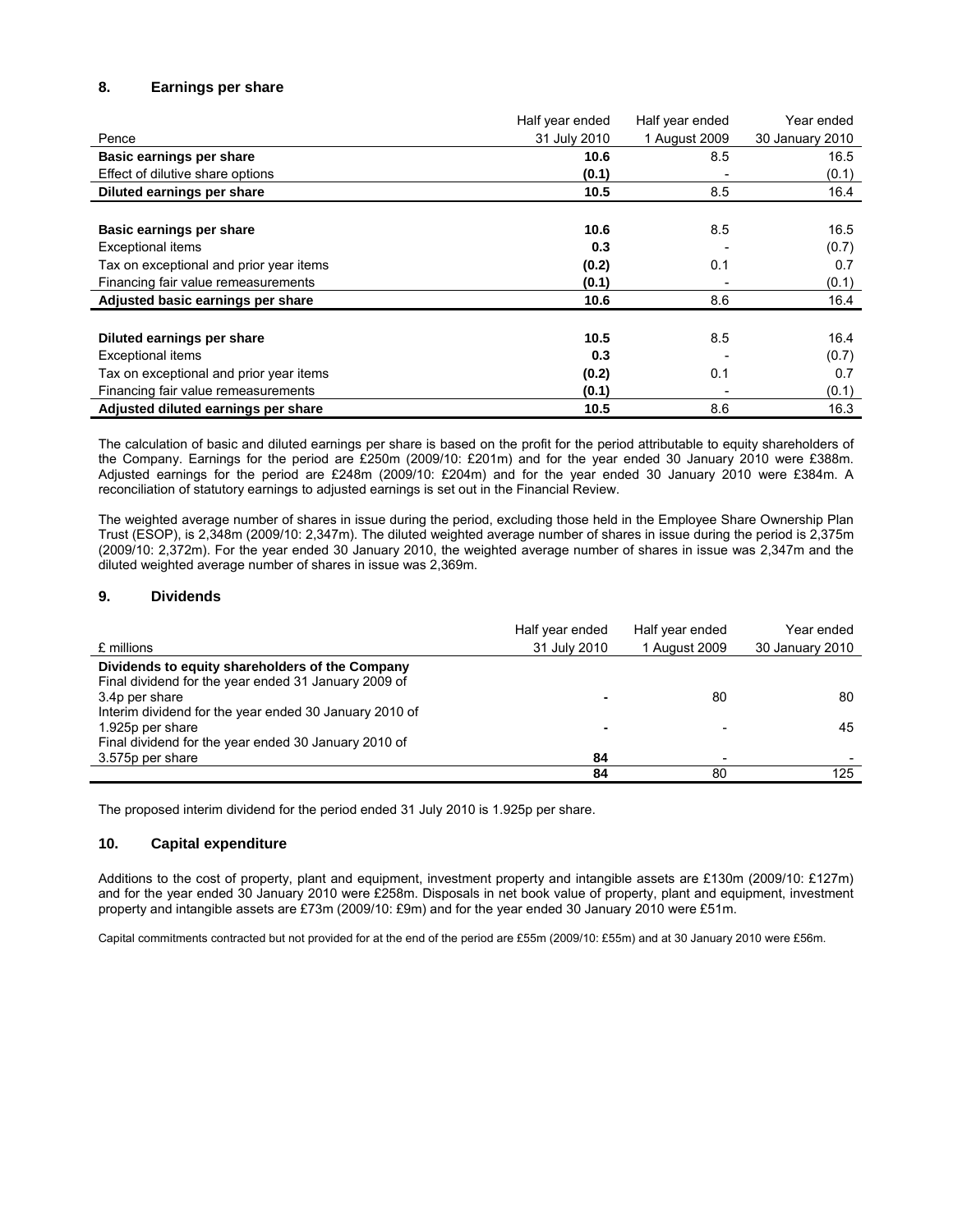## 8. Earnings per share

| Pence | Half year ended 31 July 2010 | Half year ended 1 August 2009 | Year ended 30 January 2010 |
|---|---|---|---|
| **Basic earnings per share** | **10.6** | 8.5 | 16.5 |
| Effect of dilutive share options | **(0.1)** | - | (0.1) |
| **Diluted earnings per share** | **10.5** | 8.5 | 16.4 |
| | | | |
| **Basic earnings per share** | **10.6** | 8.5 | 16.5 |
| Exceptional items | **0.3** | - | (0.7) |
| Tax on exceptional and prior year items | **(0.2)** | 0.1 | 0.7 |
| Financing fair value remeasurements | **(0.1)** | - | (0.1) |
| **Adjusted basic earnings per share** | **10.6** | 8.6 | 16.4 |
| | | | |
| **Diluted earnings per share** | **10.5** | 8.5 | 16.4 |
| Exceptional items | **0.3** | - | (0.7) |
| Tax on exceptional and prior year items | **(0.2)** | 0.1 | 0.7 |
| Financing fair value remeasurements | **(0.1)** | - | (0.1) |
| **Adjusted diluted earnings per share** | **10.5** | 8.6 | 16.3 |

The calculation of basic and diluted earnings per share is based on the profit for the period attributable to equity shareholders of the Company. Earnings for the period are £250m (2009/10: £201m) and for the year ended 30 January 2010 were £388m. Adjusted earnings for the period are £248m (2009/10: £204m) and for the year ended 30 January 2010 were £384m. A reconciliation of statutory earnings to adjusted earnings is set out in the Financial Review.

The weighted average number of shares in issue during the period, excluding those held in the Employee Share Ownership Plan Trust (ESOP), is 2,348m (2009/10: 2,347m). The diluted weighted average number of shares in issue during the period is 2,375m (2009/10: 2,372m). For the year ended 30 January 2010, the weighted average number of shares in issue was 2,347m and the diluted weighted average number of shares in issue was 2,369m.

## 9. Dividends

| £ millions | Half year ended 31 July 2010 | Half year ended 1 August 2009 | Year ended 30 January 2010 |
|---|---|---|---|
| **Dividends to equity shareholders of the Company** | | | |
| Final dividend for the year ended 31 January 2009 of 3.4p per share | **-** | 80 | 80 |
| Interim dividend for the year ended 30 January 2010 of 1.925p per share | **-** | - | 45 |
| Final dividend for the year ended 30 January 2010 of 3.575p per share | **84** | - | - |
| | **84** | 80 | 125 |

The proposed interim dividend for the period ended 31 July 2010 is 1.925p per share.

## 10. Capital expenditure

Additions to the cost of property, plant and equipment, investment property and intangible assets are £130m (2009/10: £127m) and for the year ended 30 January 2010 were £258m. Disposals in net book value of property, plant and equipment, investment property and intangible assets are £73m (2009/10: £9m) and for the year ended 30 January 2010 were £51m.

Capital commitments contracted but not provided for at the end of the period are £55m (2009/10: £55m) and at 30 January 2010 were £56m.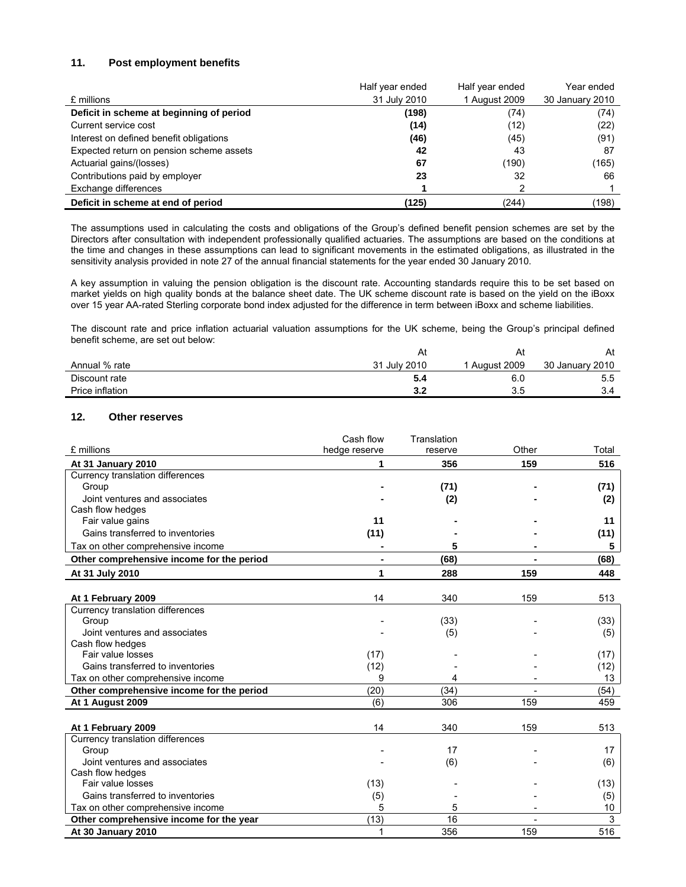## 11. Post employment benefits

| £ millions | Half year ended 31 July 2010 | Half year ended 1 August 2009 | Year ended 30 January 2010 |
|---|---|---|---|
| **Deficit in scheme at beginning of period** | **(198)** | (74) | (74) |
| Current service cost | **(14)** | (12) | (22) |
| Interest on defined benefit obligations | **(46)** | (45) | (91) |
| Expected return on pension scheme assets | **42** | 43 | 87 |
| Actuarial gains/(losses) | **67** | (190) | (165) |
| Contributions paid by employer | **23** | 32 | 66 |
| Exchange differences | **1** | 2 | 1 |
| **Deficit in scheme at end of period** | **(125)** | (244) | (198) |

The assumptions used in calculating the costs and obligations of the Group's defined benefit pension schemes are set by the Directors after consultation with independent professionally qualified actuaries. The assumptions are based on the conditions at the time and changes in these assumptions can lead to significant movements in the estimated obligations, as illustrated in the sensitivity analysis provided in note 27 of the annual financial statements for the year ended 30 January 2010.

A key assumption in valuing the pension obligation is the discount rate. Accounting standards require this to be set based on market yields on high quality bonds at the balance sheet date. The UK scheme discount rate is based on the yield on the iBoxx over 15 year AA-rated Sterling corporate bond index adjusted for the difference in term between iBoxx and scheme liabilities.

The discount rate and price inflation actuarial valuation assumptions for the UK scheme, being the Group's principal defined benefit scheme, are set out below:

| Annual % rate | At 31 July 2010 | At 1 August 2009 | At 30 January 2010 |
|---|---|---|---|
| Discount rate | **5.4** | 6.0 | 5.5 |
| Price inflation | **3.2** | 3.5 | 3.4 |

## 12. Other reserves

| £ millions | Cash flow hedge reserve | Translation reserve | Other | Total |
|---|---|---|---|---|
| **At 31 January 2010** | **1** | **356** | **159** | **516** |
| Currency translation differences | | | | |
| Group | **-** | **(71)** | **-** | **(71)** |
| Joint ventures and associates | **-** | **(2)** | **-** | **(2)** |
| Cash flow hedges | | | | |
| Fair value gains | **11** | **-** | **-** | **11** |
| Gains transferred to inventories | **(11)** | **-** | **-** | **(11)** |
| Tax on other comprehensive income | **-** | **5** | **-** | **5** |
| **Other comprehensive income for the period** | **-** | **(68)** | **-** | **(68)** |
| **At 31 July 2010** | **1** | **288** | **159** | **448** |
| | | | | |
| **At 1 February 2009** | 14 | 340 | 159 | 513 |
| Currency translation differences | | | | |
| Group | - | (33) | - | (33) |
| Joint ventures and associates | - | (5) | - | (5) |
| Cash flow hedges | | | | |
| Fair value losses | (17) | - | - | (17) |
| Gains transferred to inventories | (12) | - | - | (12) |
| Tax on other comprehensive income | 9 | 4 | - | 13 |
| **Other comprehensive income for the period** | (20) | (34) | - | (54) |
| **At 1 August 2009** | (6) | 306 | 159 | 459 |
| | | | | |
| **At 1 February 2009** | 14 | 340 | 159 | 513 |
| Currency translation differences | | | | |
| Group | - | 17 | - | 17 |
| Joint ventures and associates | - | (6) | - | (6) |
| Cash flow hedges | | | | |
| Fair value losses | (13) | - | - | (13) |
| Gains transferred to inventories | (5) | - | - | (5) |
| Tax on other comprehensive income | 5 | 5 | - | 10 |
| **Other comprehensive income for the year** | (13) | 16 | - | 3 |
| **At 30 January 2010** | 1 | 356 | 159 | 516 |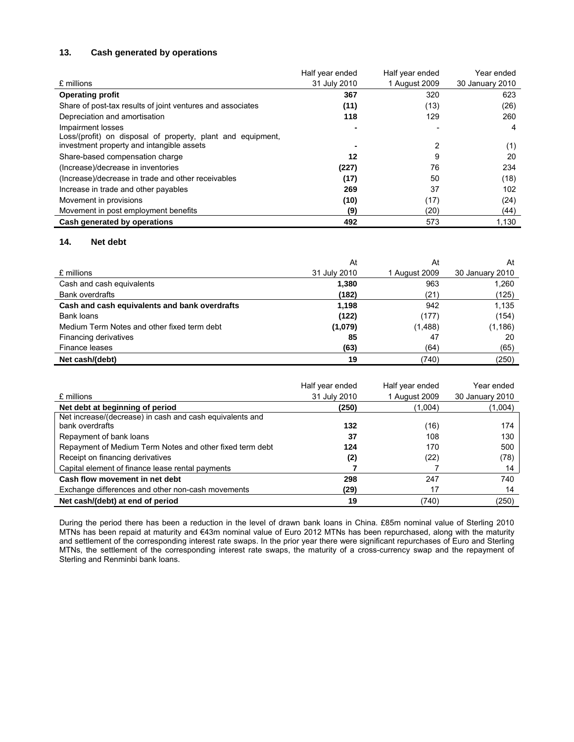## 13. Cash generated by operations

| £ millions | Half year ended 31 July 2010 | Half year ended 1 August 2009 | Year ended 30 January 2010 |
|---|---|---|---|
| **Operating profit** | **367** | 320 | 623 |
| Share of post-tax results of joint ventures and associates | **(11)** | (13) | (26) |
| Depreciation and amortisation | **118** | 129 | 260 |
| Impairment losses | **-** | - | 4 |
| Loss/(profit) on disposal of property, plant and equipment, investment property and intangible assets | **-** | 2 | (1) |
| Share-based compensation charge | **12** | 9 | 20 |
| (Increase)/decrease in inventories | **(227)** | 76 | 234 |
| (Increase)/decrease in trade and other receivables | **(17)** | 50 | (18) |
| Increase in trade and other payables | **269** | 37 | 102 |
| Movement in provisions | **(10)** | (17) | (24) |
| Movement in post employment benefits | **(9)** | (20) | (44) |
| **Cash generated by operations** | **492** | 573 | 1,130 |

## 14. Net debt

| £ millions | At 31 July 2010 | At 1 August 2009 | At 30 January 2010 |
|---|---|---|---|
| Cash and cash equivalents | **1,380** | 963 | 1,260 |
| Bank overdrafts | **(182)** | (21) | (125) |
| **Cash and cash equivalents and bank overdrafts** | **1,198** | 942 | 1,135 |
| Bank loans | **(122)** | (177) | (154) |
| Medium Term Notes and other fixed term debt | **(1,079)** | (1,488) | (1,186) |
| Financing derivatives | **85** | 47 | 20 |
| Finance leases | **(63)** | (64) | (65) |
| **Net cash/(debt)** | **19** | (740) | (250) |

| £ millions | Half year ended 31 July 2010 | Half year ended 1 August 2009 | Year ended 30 January 2010 |
|---|---|---|---|
| **Net debt at beginning of period** | **(250)** | (1,004) | (1,004) |
| Net increase/(decrease) in cash and cash equivalents and bank overdrafts | **132** | (16) | 174 |
| Repayment of bank loans | **37** | 108 | 130 |
| Repayment of Medium Term Notes and other fixed term debt | **124** | 170 | 500 |
| Receipt on financing derivatives | **(2)** | (22) | (78) |
| Capital element of finance lease rental payments | **7** | 7 | 14 |
| **Cash flow movement in net debt** | **298** | 247 | 740 |
| Exchange differences and other non-cash movements | **(29)** | 17 | 14 |
| **Net cash/(debt) at end of period** | **19** | (740) | (250) |

During the period there has been a reduction in the level of drawn bank loans in China. £85m nominal value of Sterling 2010 MTNs has been repaid at maturity and €43m nominal value of Euro 2012 MTNs has been repurchased, along with the maturity and settlement of the corresponding interest rate swaps. In the prior year there were significant repurchases of Euro and Sterling MTNs, the settlement of the corresponding interest rate swaps, the maturity of a cross-currency swap and the repayment of Sterling and Renminbi bank loans.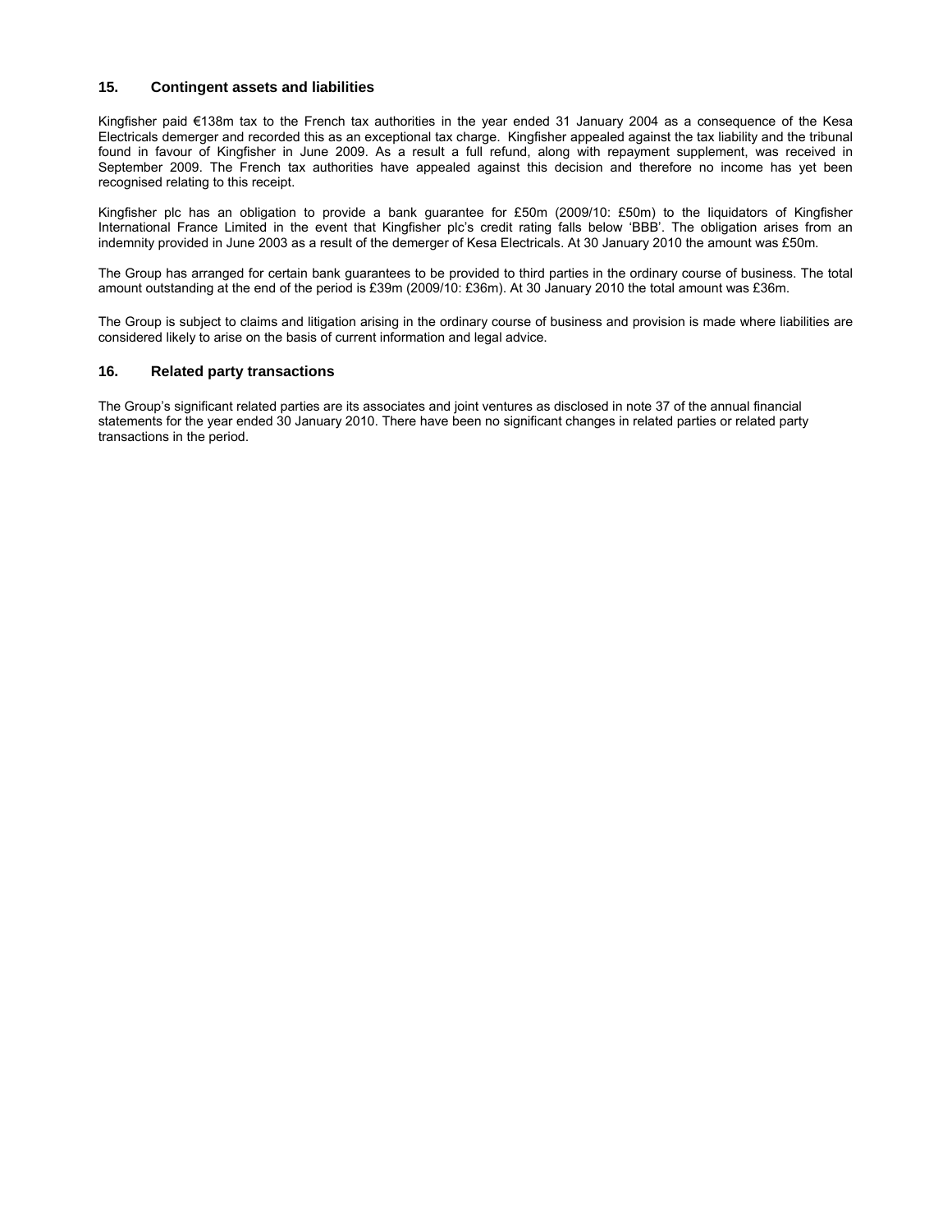## 15. Contingent assets and liabilities

Kingfisher paid €138m tax to the French tax authorities in the year ended 31 January 2004 as a consequence of the Kesa Electricals demerger and recorded this as an exceptional tax charge. Kingfisher appealed against the tax liability and the tribunal found in favour of Kingfisher in June 2009. As a result a full refund, along with repayment supplement, was received in September 2009. The French tax authorities have appealed against this decision and therefore no income has yet been recognised relating to this receipt.

Kingfisher plc has an obligation to provide a bank guarantee for £50m (2009/10: £50m) to the liquidators of Kingfisher International France Limited in the event that Kingfisher plc's credit rating falls below 'BBB'. The obligation arises from an indemnity provided in June 2003 as a result of the demerger of Kesa Electricals. At 30 January 2010 the amount was £50m.

The Group has arranged for certain bank guarantees to be provided to third parties in the ordinary course of business. The total amount outstanding at the end of the period is £39m (2009/10: £36m). At 30 January 2010 the total amount was £36m.

The Group is subject to claims and litigation arising in the ordinary course of business and provision is made where liabilities are considered likely to arise on the basis of current information and legal advice.

## 16. Related party transactions

The Group's significant related parties are its associates and joint ventures as disclosed in note 37 of the annual financial statements for the year ended 30 January 2010. There have been no significant changes in related parties or related party transactions in the period.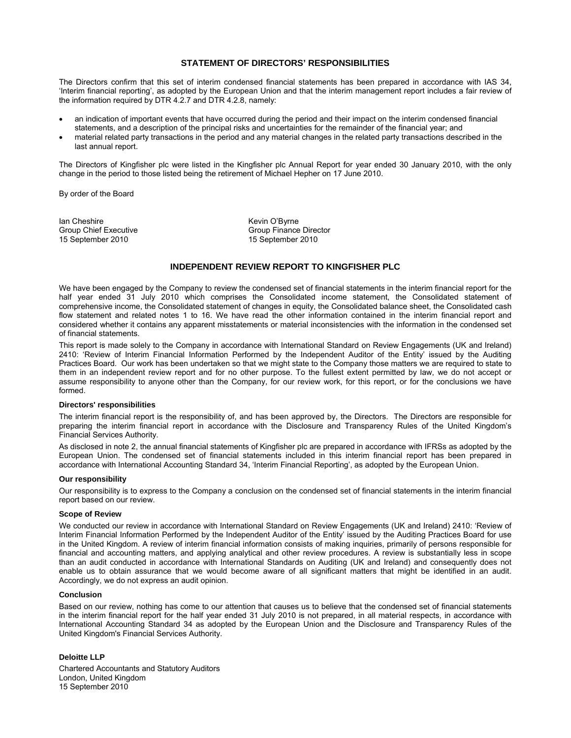## STATEMENT OF DIRECTORS' RESPONSIBILITIES

The Directors confirm that this set of interim condensed financial statements has been prepared in accordance with IAS 34, 'Interim financial reporting', as adopted by the European Union and that the interim management report includes a fair review of the information required by DTR 4.2.7 and DTR 4.2.8, namely:

- an indication of important events that have occurred during the period and their impact on the interim condensed financial statements, and a description of the principal risks and uncertainties for the remainder of the financial year; and
- material related party transactions in the period and any material changes in the related party transactions described in the last annual report.

The Directors of Kingfisher plc were listed in the Kingfisher plc Annual Report for year ended 30 January 2010, with the only change in the period to those listed being the retirement of Michael Hepher on 17 June 2010.

By order of the Board

Ian Cheshire
Group Chief Executive
15 September 2010

Kevin O'Byrne
Group Finance Director
15 September 2010

## INDEPENDENT REVIEW REPORT TO KINGFISHER PLC

We have been engaged by the Company to review the condensed set of financial statements in the interim financial report for the half year ended 31 July 2010 which comprises the Consolidated income statement, the Consolidated statement of comprehensive income, the Consolidated statement of changes in equity, the Consolidated balance sheet, the Consolidated cash flow statement and related notes 1 to 16. We have read the other information contained in the interim financial report and considered whether it contains any apparent misstatements or material inconsistencies with the information in the condensed set of financial statements.

This report is made solely to the Company in accordance with International Standard on Review Engagements (UK and Ireland) 2410: 'Review of Interim Financial Information Performed by the Independent Auditor of the Entity' issued by the Auditing Practices Board. Our work has been undertaken so that we might state to the Company those matters we are required to state to them in an independent review report and for no other purpose. To the fullest extent permitted by law, we do not accept or assume responsibility to anyone other than the Company, for our review work, for this report, or for the conclusions we have formed.

### Directors' responsibilities

The interim financial report is the responsibility of, and has been approved by, the Directors. The Directors are responsible for preparing the interim financial report in accordance with the Disclosure and Transparency Rules of the United Kingdom's Financial Services Authority.

As disclosed in note 2, the annual financial statements of Kingfisher plc are prepared in accordance with IFRSs as adopted by the European Union. The condensed set of financial statements included in this interim financial report has been prepared in accordance with International Accounting Standard 34, 'Interim Financial Reporting', as adopted by the European Union.

### Our responsibility

Our responsibility is to express to the Company a conclusion on the condensed set of financial statements in the interim financial report based on our review.

### Scope of Review

We conducted our review in accordance with International Standard on Review Engagements (UK and Ireland) 2410: 'Review of Interim Financial Information Performed by the Independent Auditor of the Entity' issued by the Auditing Practices Board for use in the United Kingdom. A review of interim financial information consists of making inquiries, primarily of persons responsible for financial and accounting matters, and applying analytical and other review procedures. A review is substantially less in scope than an audit conducted in accordance with International Standards on Auditing (UK and Ireland) and consequently does not enable us to obtain assurance that we would become aware of all significant matters that might be identified in an audit. Accordingly, we do not express an audit opinion.

### Conclusion

Based on our review, nothing has come to our attention that causes us to believe that the condensed set of financial statements in the interim financial report for the half year ended 31 July 2010 is not prepared, in all material respects, in accordance with International Accounting Standard 34 as adopted by the European Union and the Disclosure and Transparency Rules of the United Kingdom's Financial Services Authority.

**Deloitte LLP**

Chartered Accountants and Statutory Auditors
London, United Kingdom
15 September 2010